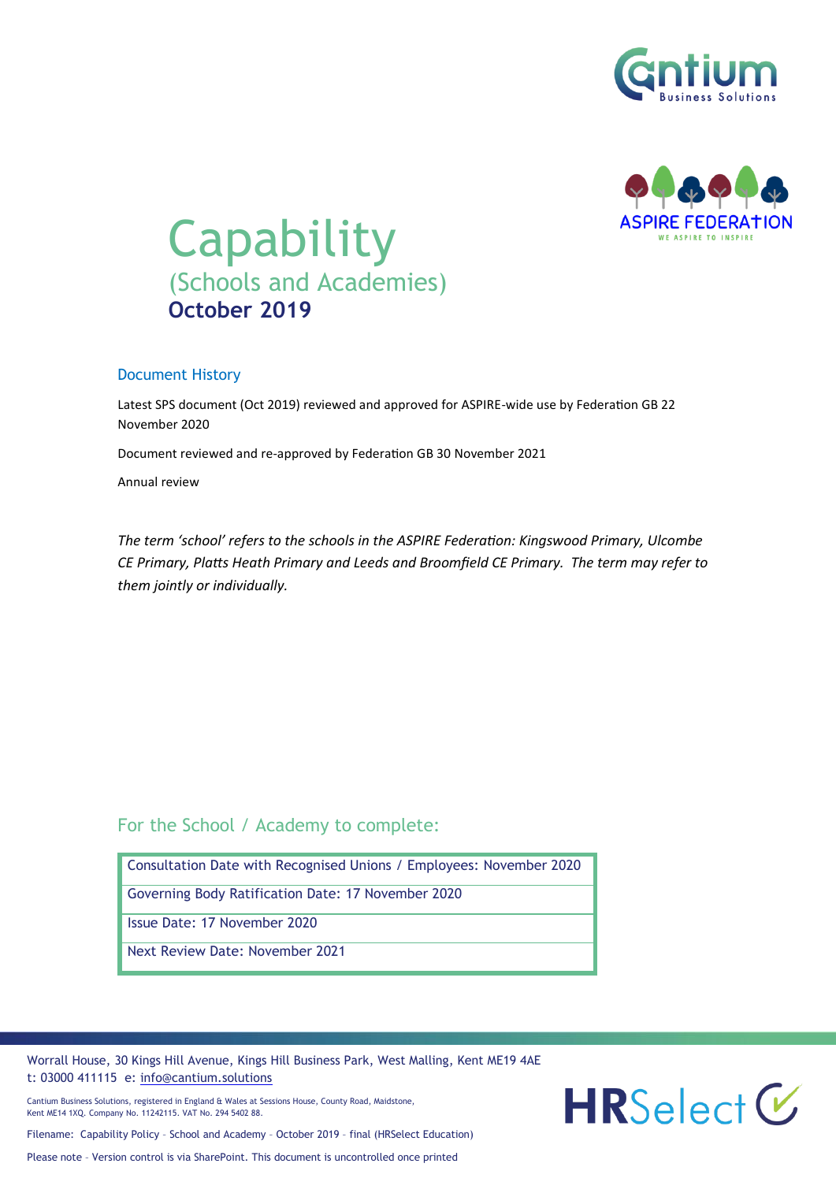# Capability

## (Schools and Academies)

**October 2019**

### Document History

Latest SPS document (Oct 2019) reviewed and approved for ASPIRE-wide use by Federation GB 22 November 2020

Document reviewed and re-approved by Federation GB 30 November 2021

Annual review

*The term 'school' refers to the schools in the ASPIRE Federation: Kingswood Primary, Ulcombe CE Primary, Platts Heath Primary and Leeds and Broomfield CE Primary. The term may refer to them jointly or individually.*

### For the School / Academy to complete:

| |
|---|
| Consultation Date with Recognised Unions / Employees: November 2020 |
| Governing Body Ratification Date: 17 November 2020 |
| Issue Date: 17 November 2020 |
| Next Review Date: November 2021 |

Worrall House, 30 Kings Hill Avenue, Kings Hill Business Park, West Malling, Kent ME19 4AE
t: 03000 411115 e: info@cantium.solutions

Cantium Business Solutions, registered in England & Wales at Sessions House, County Road, Maidstone, Kent ME14 1XQ. Company No. 11242115. VAT No. 294 5402 88.

Filename: Capability Policy – School and Academy – October 2019 – final (HRSelect Education)

Please note – Version control is via SharePoint. This document is uncontrolled once printed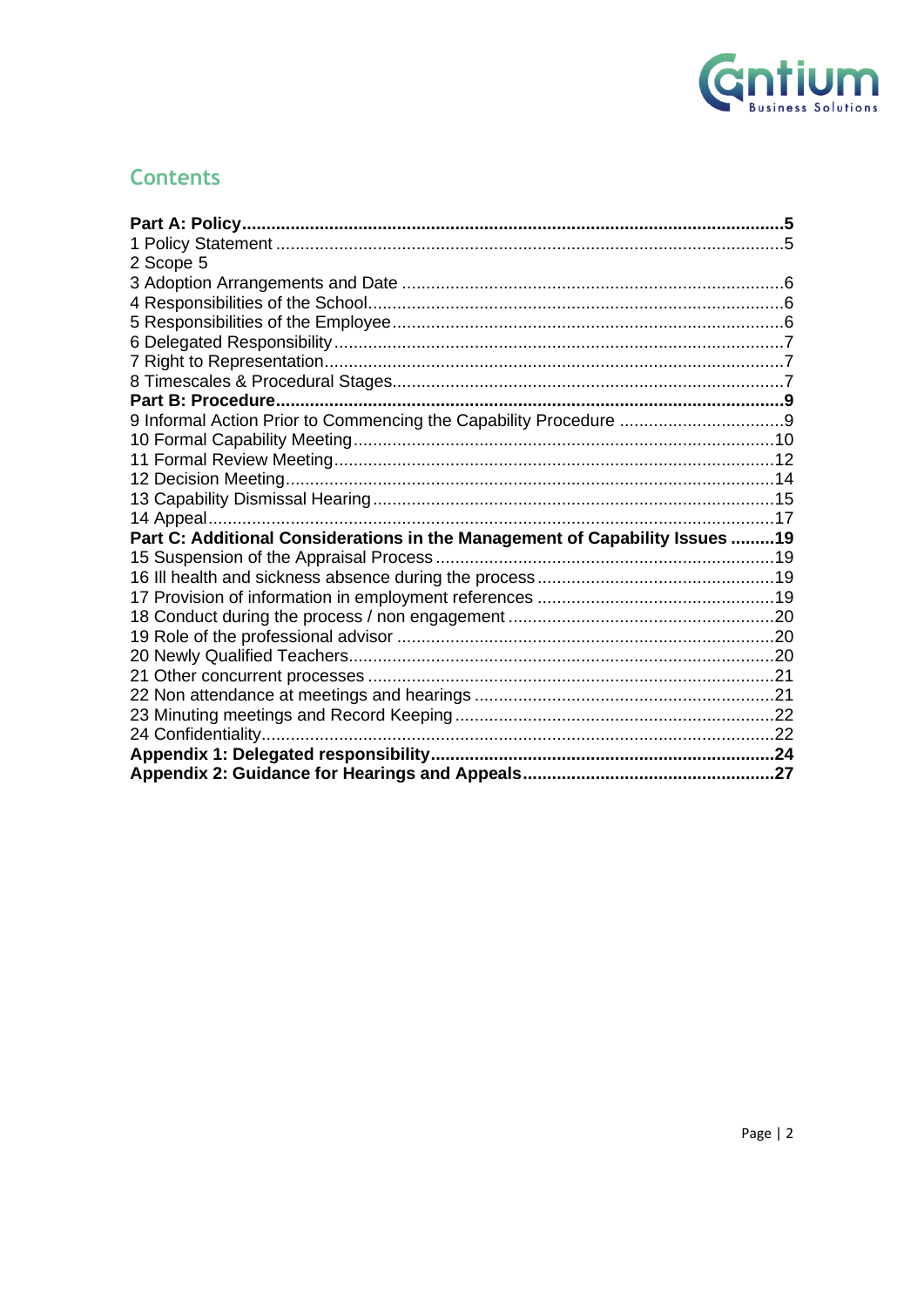## Contents

**Part A: Policy** .......... **5**
1 Policy Statement .......... 5
2 Scope 5
3 Adoption Arrangements and Date .......... 6
4 Responsibilities of the School .......... 6
5 Responsibilities of the Employee .......... 6
6 Delegated Responsibility .......... 7
7 Right to Representation .......... 7
8 Timescales & Procedural Stages .......... 7
**Part B: Procedure** .......... **9**
9 Informal Action Prior to Commencing the Capability Procedure .......... 9
10 Formal Capability Meeting .......... 10
11 Formal Review Meeting .......... 12
12 Decision Meeting .......... 14
13 Capability Dismissal Hearing .......... 15
14 Appeal .......... 17
**Part C: Additional Considerations in the Management of Capability Issues** .......... **19**
15 Suspension of the Appraisal Process .......... 19
16 Ill health and sickness absence during the process .......... 19
17 Provision of information in employment references .......... 19
18 Conduct during the process / non engagement .......... 20
19 Role of the professional advisor .......... 20
20 Newly Qualified Teachers .......... 20
21 Other concurrent processes .......... 21
22 Non attendance at meetings and hearings .......... 21
23 Minuting meetings and Record Keeping .......... 22
24 Confidentiality .......... 22
**Appendix 1: Delegated responsibility** .......... **24**
**Appendix 2: Guidance for Hearings and Appeals** .......... **27**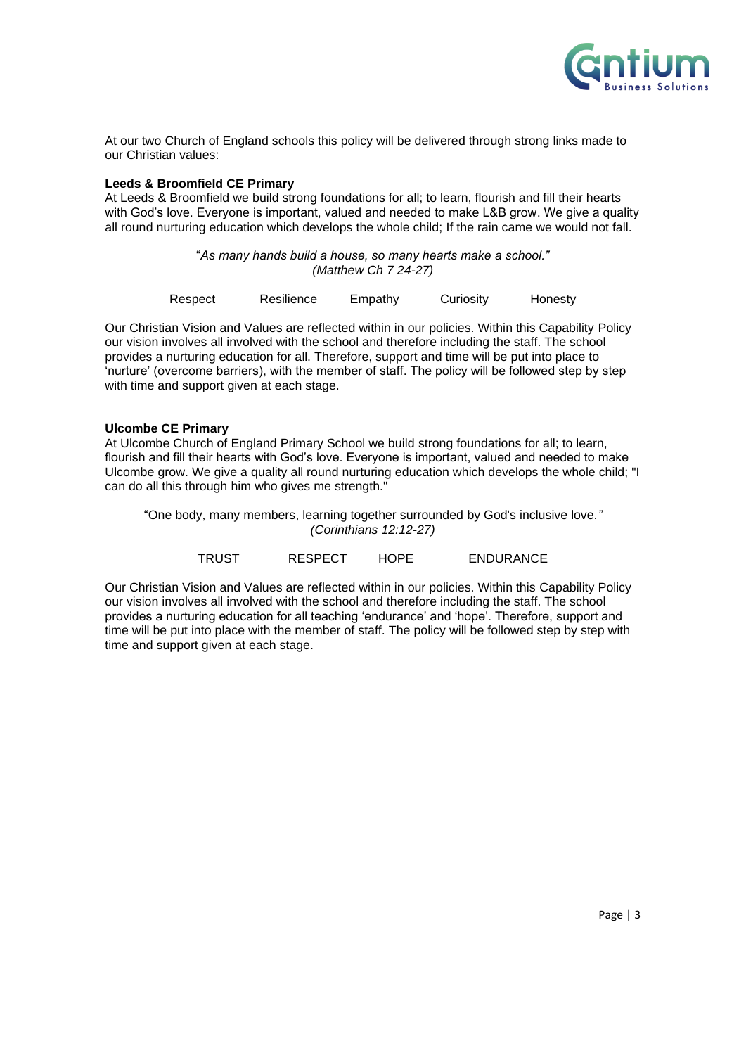At our two Church of England schools this policy will be delivered through strong links made to our Christian values:

**Leeds & Broomfield CE Primary**

At Leeds & Broomfield we build strong foundations for all; to learn, flourish and fill their hearts with God's love. Everyone is important, valued and needed to make L&B grow. We give a quality all round nurturing education which develops the whole child; If the rain came we would not fall.

"*As many hands build a house, so many hearts make a school."*
*(Matthew Ch 7 24-27)*

Respect    Resilience    Empathy    Curiosity    Honesty

Our Christian Vision and Values are reflected within in our policies. Within this Capability Policy our vision involves all involved with the school and therefore including the staff. The school provides a nurturing education for all. Therefore, support and time will be put into place to 'nurture' (overcome barriers), with the member of staff. The policy will be followed step by step with time and support given at each stage.

**Ulcombe CE Primary**

At Ulcombe Church of England Primary School we build strong foundations for all; to learn, flourish and fill their hearts with God's love. Everyone is important, valued and needed to make Ulcombe grow. We give a quality all round nurturing education which develops the whole child; "I can do all this through him who gives me strength."

"One body, many members, learning together surrounded by God's inclusive love.*"*
*(Corinthians 12:12-27)*

TRUST    RESPECT    HOPE    ENDURANCE

Our Christian Vision and Values are reflected within in our policies. Within this Capability Policy our vision involves all involved with the school and therefore including the staff. The school provides a nurturing education for all teaching 'endurance' and 'hope'. Therefore, support and time will be put into place with the member of staff. The policy will be followed step by step with time and support given at each stage.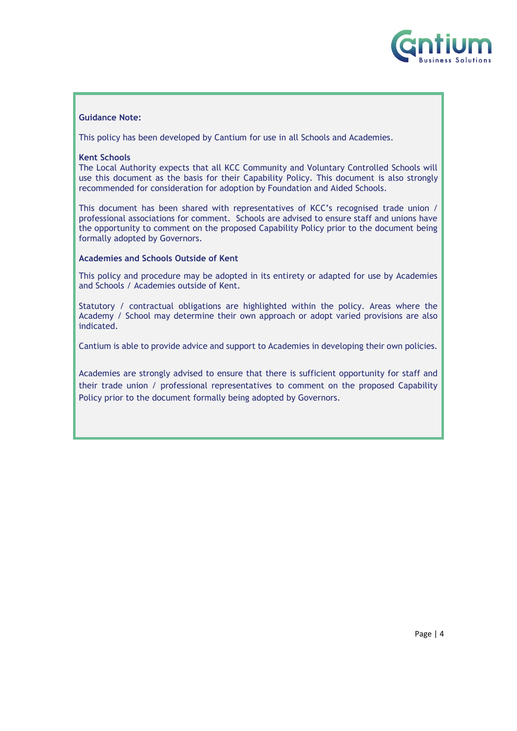**Guidance Note:**

This policy has been developed by Cantium for use in all Schools and Academies.

**Kent Schools**

The Local Authority expects that all KCC Community and Voluntary Controlled Schools will use this document as the basis for their Capability Policy. This document is also strongly recommended for consideration for adoption by Foundation and Aided Schools.

This document has been shared with representatives of KCC's recognised trade union / professional associations for comment. Schools are advised to ensure staff and unions have the opportunity to comment on the proposed Capability Policy prior to the document being formally adopted by Governors.

**Academies and Schools Outside of Kent**

This policy and procedure may be adopted in its entirety or adapted for use by Academies and Schools / Academies outside of Kent.

Statutory / contractual obligations are highlighted within the policy. Areas where the Academy / School may determine their own approach or adopt varied provisions are also indicated.

Cantium is able to provide advice and support to Academies in developing their own policies.

Academies are strongly advised to ensure that there is sufficient opportunity for staff and their trade union / professional representatives to comment on the proposed Capability Policy prior to the document formally being adopted by Governors.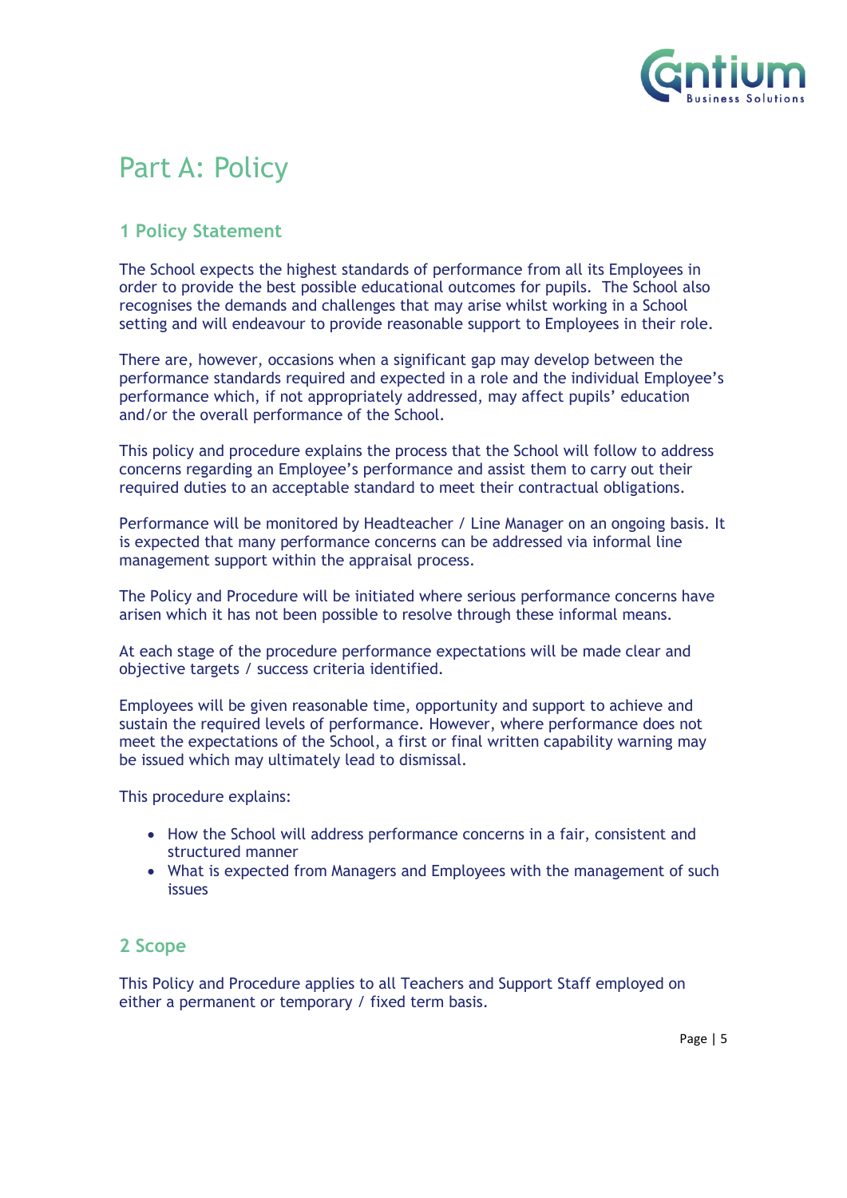# Part A: Policy

## 1 Policy Statement

The School expects the highest standards of performance from all its Employees in order to provide the best possible educational outcomes for pupils. The School also recognises the demands and challenges that may arise whilst working in a School setting and will endeavour to provide reasonable support to Employees in their role.

There are, however, occasions when a significant gap may develop between the performance standards required and expected in a role and the individual Employee's performance which, if not appropriately addressed, may affect pupils' education and/or the overall performance of the School.

This policy and procedure explains the process that the School will follow to address concerns regarding an Employee's performance and assist them to carry out their required duties to an acceptable standard to meet their contractual obligations.

Performance will be monitored by Headteacher / Line Manager on an ongoing basis. It is expected that many performance concerns can be addressed via informal line management support within the appraisal process.

The Policy and Procedure will be initiated where serious performance concerns have arisen which it has not been possible to resolve through these informal means.

At each stage of the procedure performance expectations will be made clear and objective targets / success criteria identified.

Employees will be given reasonable time, opportunity and support to achieve and sustain the required levels of performance. However, where performance does not meet the expectations of the School, a first or final written capability warning may be issued which may ultimately lead to dismissal.

This procedure explains:

- How the School will address performance concerns in a fair, consistent and structured manner
- What is expected from Managers and Employees with the management of such issues

## 2 Scope

This Policy and Procedure applies to all Teachers and Support Staff employed on either a permanent or temporary / fixed term basis.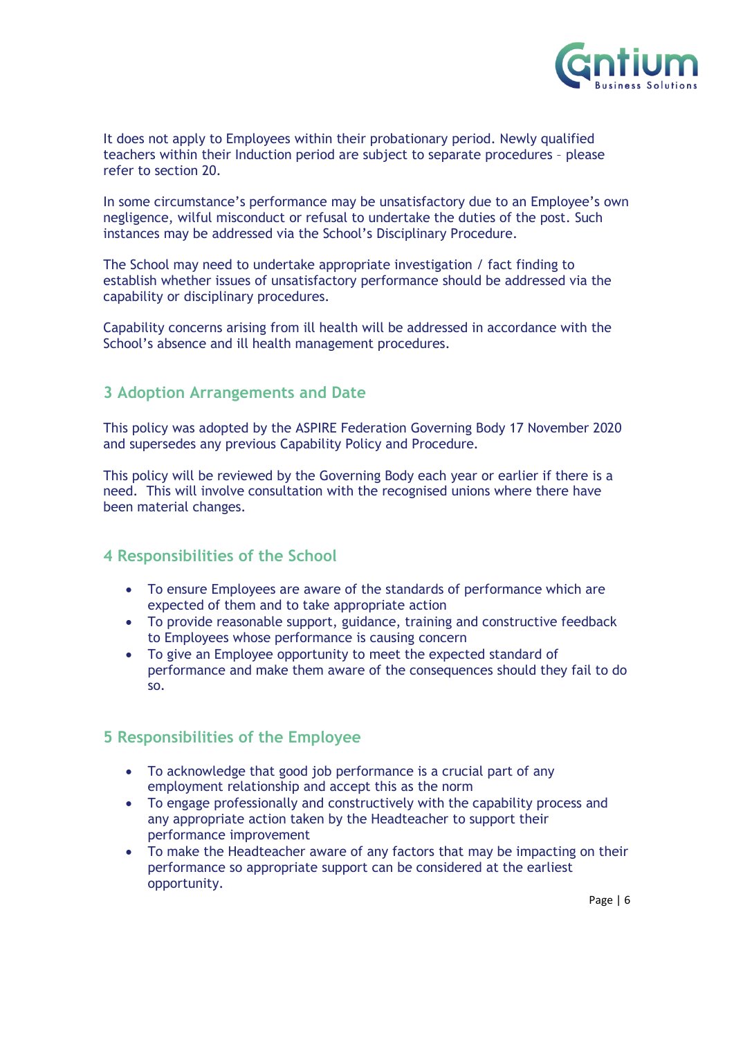It does not apply to Employees within their probationary period. Newly qualified teachers within their Induction period are subject to separate procedures – please refer to section 20.

In some circumstance's performance may be unsatisfactory due to an Employee's own negligence, wilful misconduct or refusal to undertake the duties of the post. Such instances may be addressed via the School's Disciplinary Procedure.

The School may need to undertake appropriate investigation / fact finding to establish whether issues of unsatisfactory performance should be addressed via the capability or disciplinary procedures.

Capability concerns arising from ill health will be addressed in accordance with the School's absence and ill health management procedures.

## 3 Adoption Arrangements and Date

This policy was adopted by the ASPIRE Federation Governing Body 17 November 2020 and supersedes any previous Capability Policy and Procedure.

This policy will be reviewed by the Governing Body each year or earlier if there is a need. This will involve consultation with the recognised unions where there have been material changes.

## 4 Responsibilities of the School

- To ensure Employees are aware of the standards of performance which are expected of them and to take appropriate action
- To provide reasonable support, guidance, training and constructive feedback to Employees whose performance is causing concern
- To give an Employee opportunity to meet the expected standard of performance and make them aware of the consequences should they fail to do so.

## 5 Responsibilities of the Employee

- To acknowledge that good job performance is a crucial part of any employment relationship and accept this as the norm
- To engage professionally and constructively with the capability process and any appropriate action taken by the Headteacher to support their performance improvement
- To make the Headteacher aware of any factors that may be impacting on their performance so appropriate support can be considered at the earliest opportunity.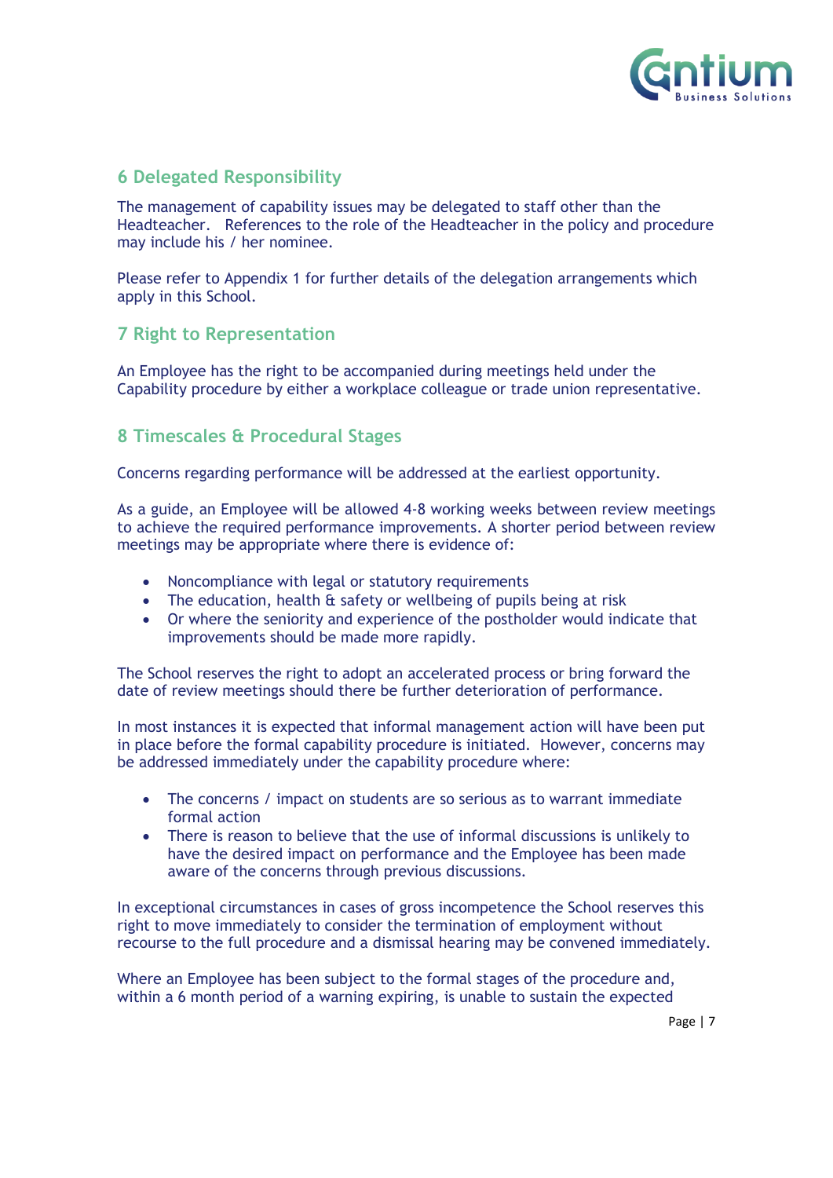## 6 Delegated Responsibility

The management of capability issues may be delegated to staff other than the Headteacher. References to the role of the Headteacher in the policy and procedure may include his / her nominee.

Please refer to Appendix 1 for further details of the delegation arrangements which apply in this School.

## 7 Right to Representation

An Employee has the right to be accompanied during meetings held under the Capability procedure by either a workplace colleague or trade union representative.

## 8 Timescales & Procedural Stages

Concerns regarding performance will be addressed at the earliest opportunity.

As a guide, an Employee will be allowed 4-8 working weeks between review meetings to achieve the required performance improvements. A shorter period between review meetings may be appropriate where there is evidence of:

- Noncompliance with legal or statutory requirements
- The education, health & safety or wellbeing of pupils being at risk
- Or where the seniority and experience of the postholder would indicate that improvements should be made more rapidly.

The School reserves the right to adopt an accelerated process or bring forward the date of review meetings should there be further deterioration of performance.

In most instances it is expected that informal management action will have been put in place before the formal capability procedure is initiated. However, concerns may be addressed immediately under the capability procedure where:

- The concerns / impact on students are so serious as to warrant immediate formal action
- There is reason to believe that the use of informal discussions is unlikely to have the desired impact on performance and the Employee has been made aware of the concerns through previous discussions.

In exceptional circumstances in cases of gross incompetence the School reserves this right to move immediately to consider the termination of employment without recourse to the full procedure and a dismissal hearing may be convened immediately.

Where an Employee has been subject to the formal stages of the procedure and, within a 6 month period of a warning expiring, is unable to sustain the expected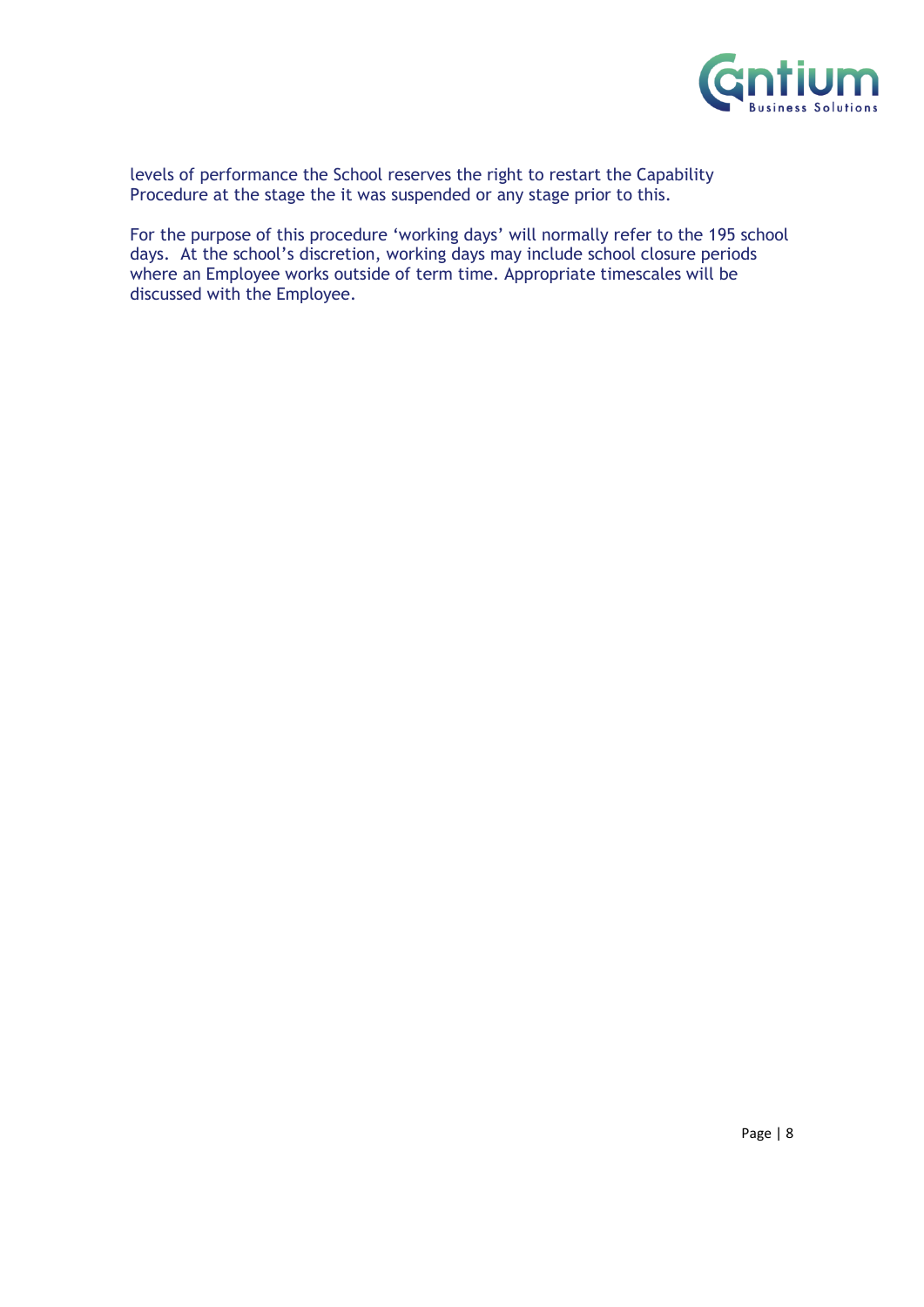levels of performance the School reserves the right to restart the Capability Procedure at the stage the it was suspended or any stage prior to this.

For the purpose of this procedure 'working days' will normally refer to the 195 school days. At the school's discretion, working days may include school closure periods where an Employee works outside of term time. Appropriate timescales will be discussed with the Employee.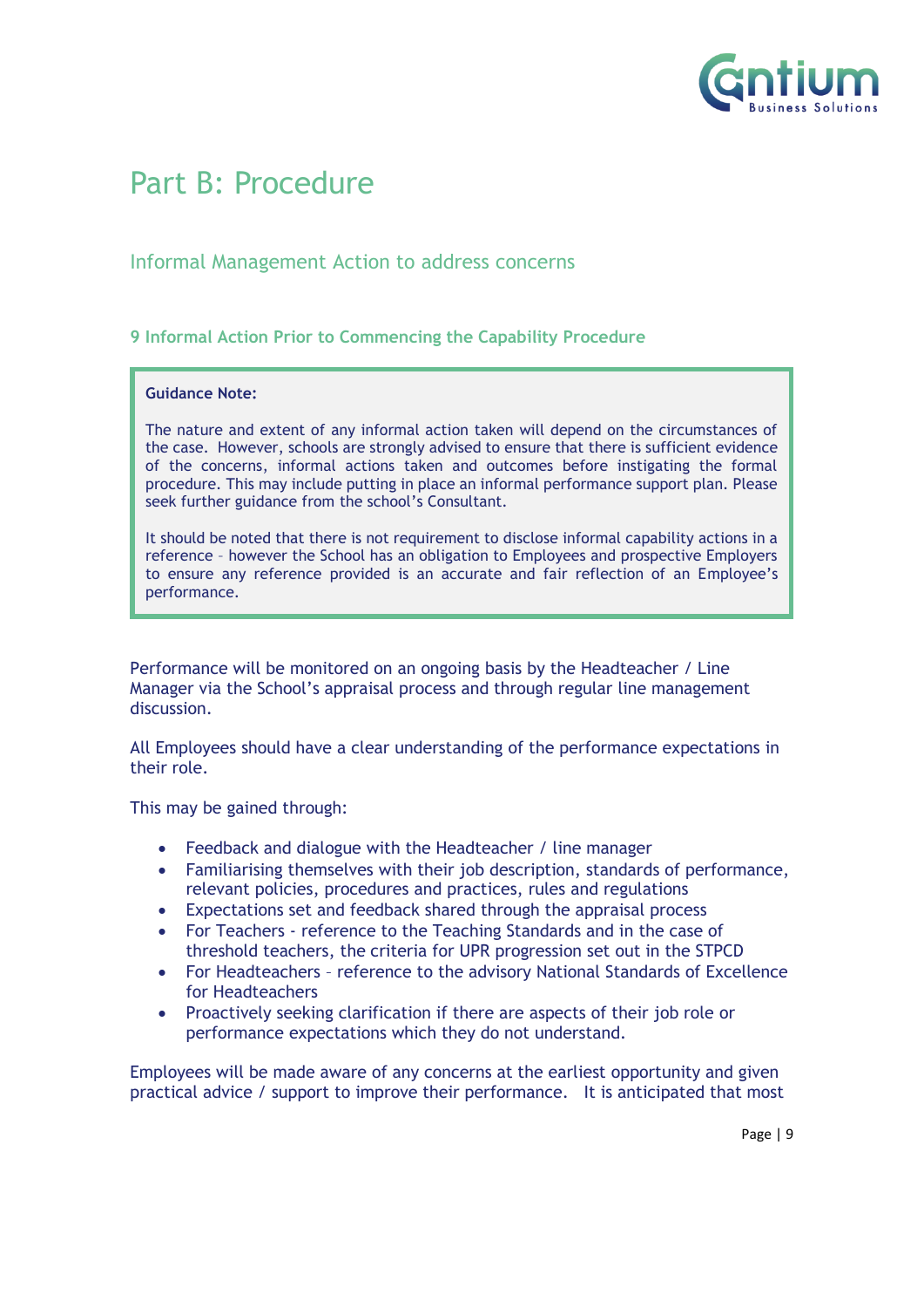# Part B: Procedure

## Informal Management Action to address concerns

### 9 Informal Action Prior to Commencing the Capability Procedure

> **Guidance Note:**
>
> The nature and extent of any informal action taken will depend on the circumstances of the case. However, schools are strongly advised to ensure that there is sufficient evidence of the concerns, informal actions taken and outcomes before instigating the formal procedure. This may include putting in place an informal performance support plan. Please seek further guidance from the school's Consultant.
>
> It should be noted that there is not requirement to disclose informal capability actions in a reference – however the School has an obligation to Employees and prospective Employers to ensure any reference provided is an accurate and fair reflection of an Employee's performance.

Performance will be monitored on an ongoing basis by the Headteacher / Line Manager via the School's appraisal process and through regular line management discussion.

All Employees should have a clear understanding of the performance expectations in their role.

This may be gained through:

- Feedback and dialogue with the Headteacher / line manager
- Familiarising themselves with their job description, standards of performance, relevant policies, procedures and practices, rules and regulations
- Expectations set and feedback shared through the appraisal process
- For Teachers - reference to the Teaching Standards and in the case of threshold teachers, the criteria for UPR progression set out in the STPCD
- For Headteachers – reference to the advisory National Standards of Excellence for Headteachers
- Proactively seeking clarification if there are aspects of their job role or performance expectations which they do not understand.

Employees will be made aware of any concerns at the earliest opportunity and given practical advice / support to improve their performance. It is anticipated that most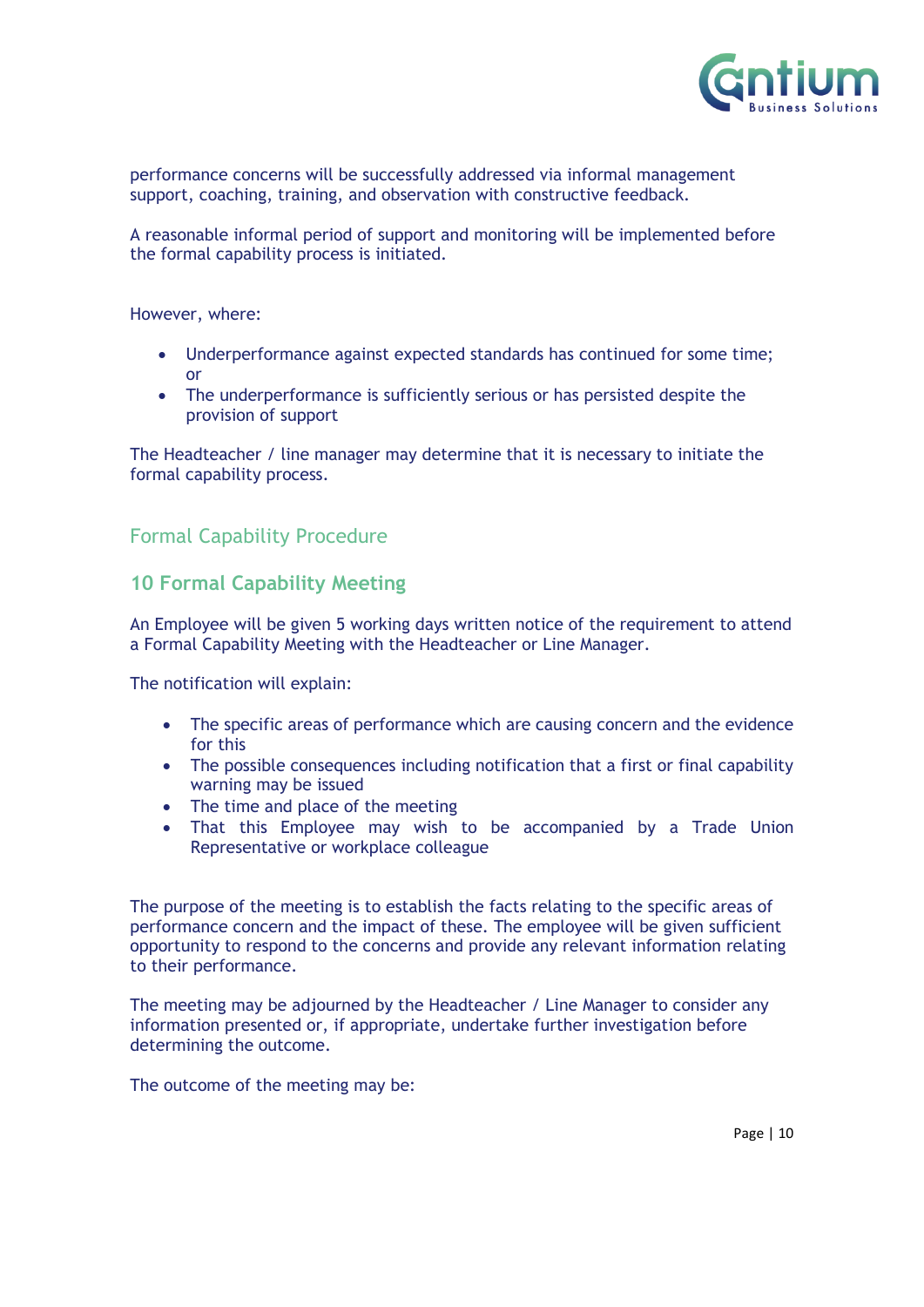performance concerns will be successfully addressed via informal management support, coaching, training, and observation with constructive feedback.

A reasonable informal period of support and monitoring will be implemented before the formal capability process is initiated.

However, where:

- Underperformance against expected standards has continued for some time; or
- The underperformance is sufficiently serious or has persisted despite the provision of support

The Headteacher / line manager may determine that it is necessary to initiate the formal capability process.

## Formal Capability Procedure

### 10 Formal Capability Meeting

An Employee will be given 5 working days written notice of the requirement to attend a Formal Capability Meeting with the Headteacher or Line Manager.

The notification will explain:

- The specific areas of performance which are causing concern and the evidence for this
- The possible consequences including notification that a first or final capability warning may be issued
- The time and place of the meeting
- That this Employee may wish to be accompanied by a Trade Union Representative or workplace colleague

The purpose of the meeting is to establish the facts relating to the specific areas of performance concern and the impact of these. The employee will be given sufficient opportunity to respond to the concerns and provide any relevant information relating to their performance.

The meeting may be adjourned by the Headteacher / Line Manager to consider any information presented or, if appropriate, undertake further investigation before determining the outcome.

The outcome of the meeting may be: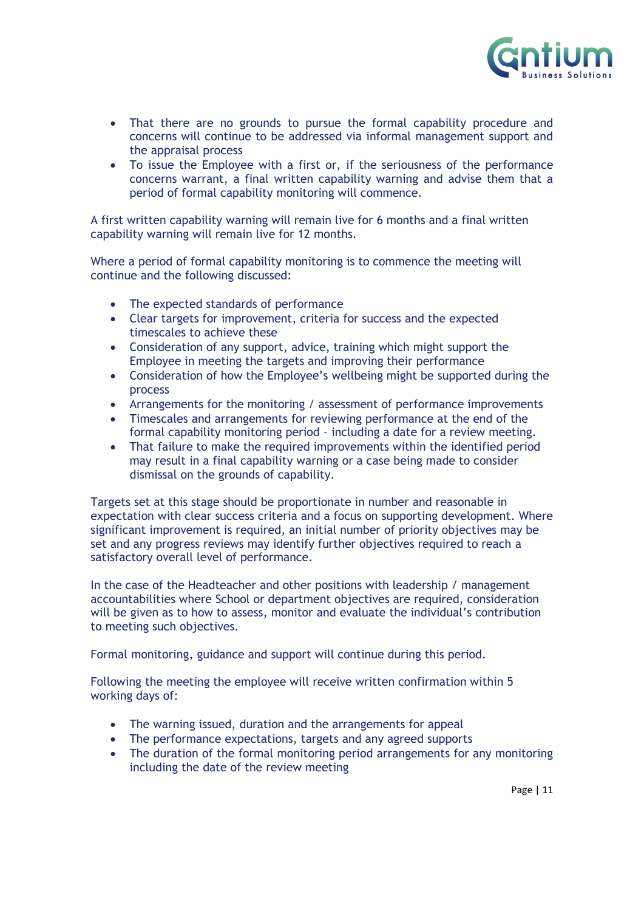- That there are no grounds to pursue the formal capability procedure and concerns will continue to be addressed via informal management support and the appraisal process
- To issue the Employee with a first or, if the seriousness of the performance concerns warrant, a final written capability warning and advise them that a period of formal capability monitoring will commence.

A first written capability warning will remain live for 6 months and a final written capability warning will remain live for 12 months.

Where a period of formal capability monitoring is to commence the meeting will continue and the following discussed:

- The expected standards of performance
- Clear targets for improvement, criteria for success and the expected timescales to achieve these
- Consideration of any support, advice, training which might support the Employee in meeting the targets and improving their performance
- Consideration of how the Employee's wellbeing might be supported during the process
- Arrangements for the monitoring / assessment of performance improvements
- Timescales and arrangements for reviewing performance at the end of the formal capability monitoring period – including a date for a review meeting.
- That failure to make the required improvements within the identified period may result in a final capability warning or a case being made to consider dismissal on the grounds of capability.

Targets set at this stage should be proportionate in number and reasonable in expectation with clear success criteria and a focus on supporting development. Where significant improvement is required, an initial number of priority objectives may be set and any progress reviews may identify further objectives required to reach a satisfactory overall level of performance.

In the case of the Headteacher and other positions with leadership / management accountabilities where School or department objectives are required, consideration will be given as to how to assess, monitor and evaluate the individual's contribution to meeting such objectives.

Formal monitoring, guidance and support will continue during this period.

Following the meeting the employee will receive written confirmation within 5 working days of:

- The warning issued, duration and the arrangements for appeal
- The performance expectations, targets and any agreed supports
- The duration of the formal monitoring period arrangements for any monitoring including the date of the review meeting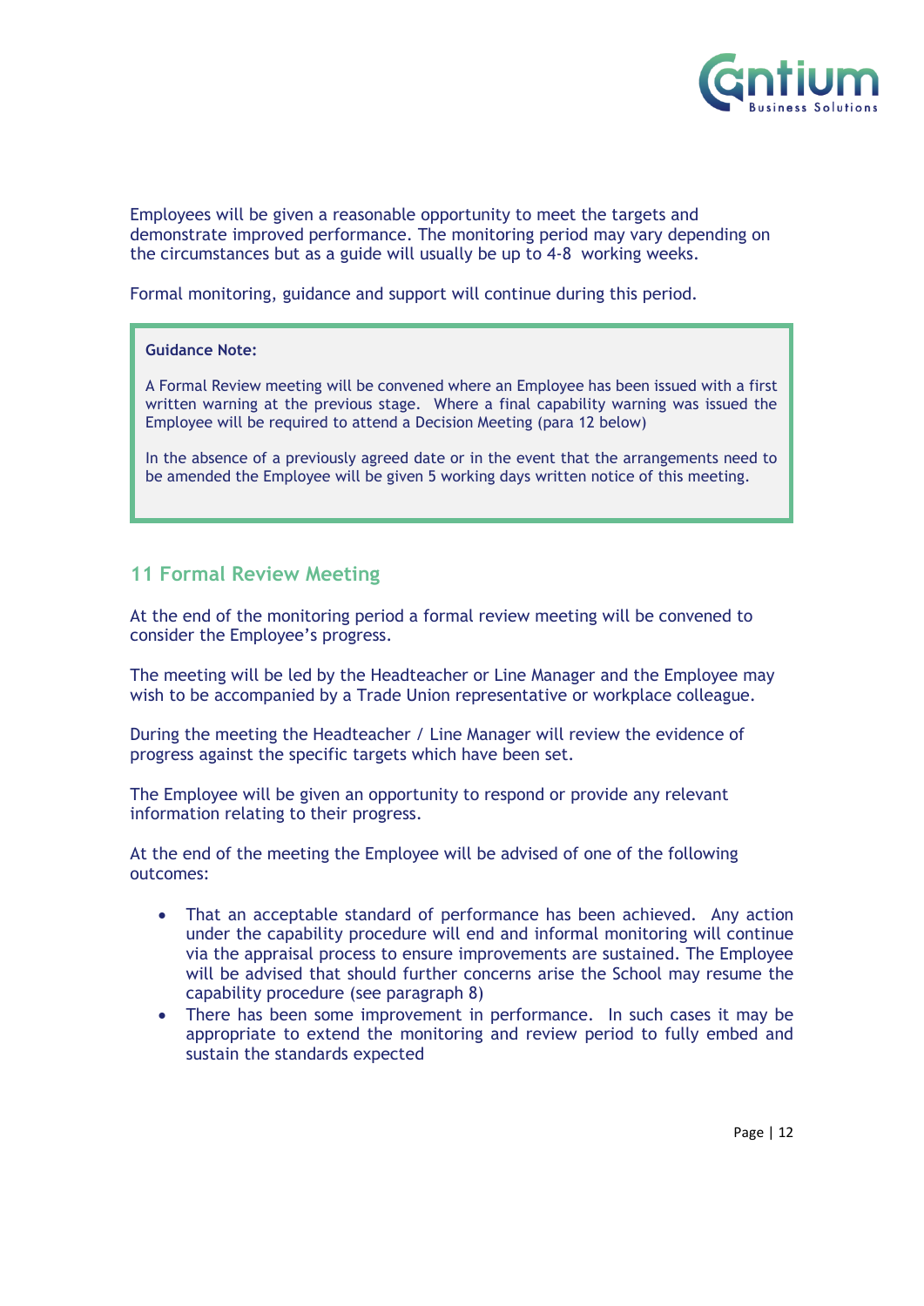Employees will be given a reasonable opportunity to meet the targets and demonstrate improved performance. The monitoring period may vary depending on the circumstances but as a guide will usually be up to 4-8 working weeks.

Formal monitoring, guidance and support will continue during this period.

> **Guidance Note:**
>
> A Formal Review meeting will be convened where an Employee has been issued with a first written warning at the previous stage. Where a final capability warning was issued the Employee will be required to attend a Decision Meeting (para 12 below)
>
> In the absence of a previously agreed date or in the event that the arrangements need to be amended the Employee will be given 5 working days written notice of this meeting.

## 11 Formal Review Meeting

At the end of the monitoring period a formal review meeting will be convened to consider the Employee's progress.

The meeting will be led by the Headteacher or Line Manager and the Employee may wish to be accompanied by a Trade Union representative or workplace colleague.

During the meeting the Headteacher / Line Manager will review the evidence of progress against the specific targets which have been set.

The Employee will be given an opportunity to respond or provide any relevant information relating to their progress.

At the end of the meeting the Employee will be advised of one of the following outcomes:

- That an acceptable standard of performance has been achieved. Any action under the capability procedure will end and informal monitoring will continue via the appraisal process to ensure improvements are sustained. The Employee will be advised that should further concerns arise the School may resume the capability procedure (see paragraph 8)
- There has been some improvement in performance. In such cases it may be appropriate to extend the monitoring and review period to fully embed and sustain the standards expected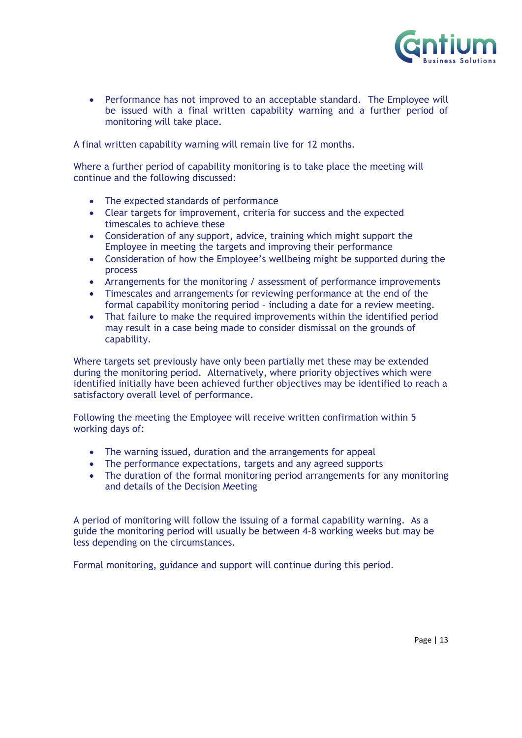- Performance has not improved to an acceptable standard. The Employee will be issued with a final written capability warning and a further period of monitoring will take place.

A final written capability warning will remain live for 12 months.

Where a further period of capability monitoring is to take place the meeting will continue and the following discussed:

- The expected standards of performance
- Clear targets for improvement, criteria for success and the expected timescales to achieve these
- Consideration of any support, advice, training which might support the Employee in meeting the targets and improving their performance
- Consideration of how the Employee's wellbeing might be supported during the process
- Arrangements for the monitoring / assessment of performance improvements
- Timescales and arrangements for reviewing performance at the end of the formal capability monitoring period – including a date for a review meeting.
- That failure to make the required improvements within the identified period may result in a case being made to consider dismissal on the grounds of capability.

Where targets set previously have only been partially met these may be extended during the monitoring period. Alternatively, where priority objectives which were identified initially have been achieved further objectives may be identified to reach a satisfactory overall level of performance.

Following the meeting the Employee will receive written confirmation within 5 working days of:

- The warning issued, duration and the arrangements for appeal
- The performance expectations, targets and any agreed supports
- The duration of the formal monitoring period arrangements for any monitoring and details of the Decision Meeting

A period of monitoring will follow the issuing of a formal capability warning. As a guide the monitoring period will usually be between 4-8 working weeks but may be less depending on the circumstances.

Formal monitoring, guidance and support will continue during this period.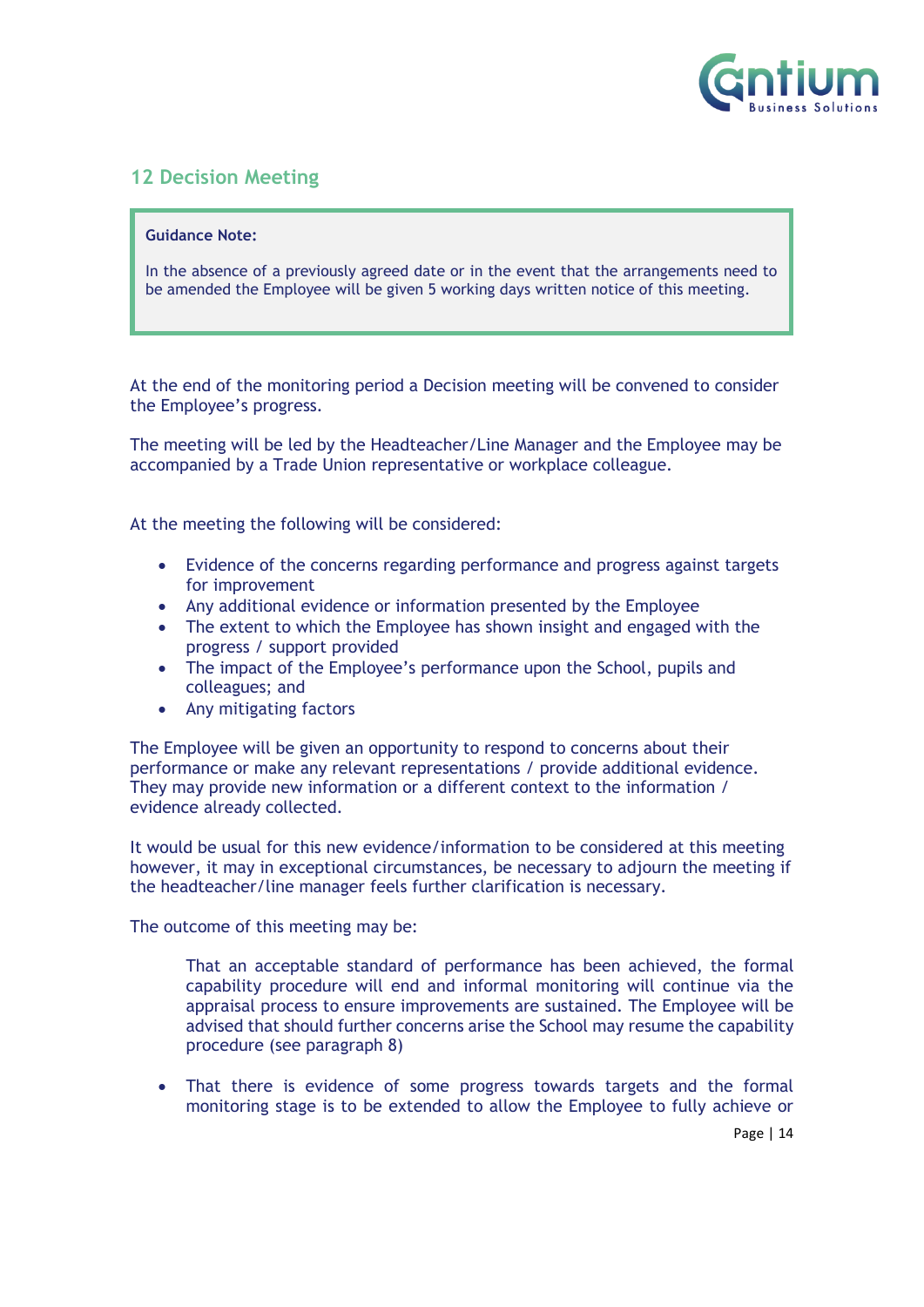## 12 Decision Meeting

> **Guidance Note:**
>
> In the absence of a previously agreed date or in the event that the arrangements need to be amended the Employee will be given 5 working days written notice of this meeting.

At the end of the monitoring period a Decision meeting will be convened to consider the Employee's progress.

The meeting will be led by the Headteacher/Line Manager and the Employee may be accompanied by a Trade Union representative or workplace colleague.

At the meeting the following will be considered:

- Evidence of the concerns regarding performance and progress against targets for improvement
- Any additional evidence or information presented by the Employee
- The extent to which the Employee has shown insight and engaged with the progress / support provided
- The impact of the Employee's performance upon the School, pupils and colleagues; and
- Any mitigating factors

The Employee will be given an opportunity to respond to concerns about their performance or make any relevant representations / provide additional evidence. They may provide new information or a different context to the information / evidence already collected.

It would be usual for this new evidence/information to be considered at this meeting however, it may in exceptional circumstances, be necessary to adjourn the meeting if the headteacher/line manager feels further clarification is necessary.

The outcome of this meeting may be:

That an acceptable standard of performance has been achieved, the formal capability procedure will end and informal monitoring will continue via the appraisal process to ensure improvements are sustained. The Employee will be advised that should further concerns arise the School may resume the capability procedure (see paragraph 8)

- That there is evidence of some progress towards targets and the formal monitoring stage is to be extended to allow the Employee to fully achieve or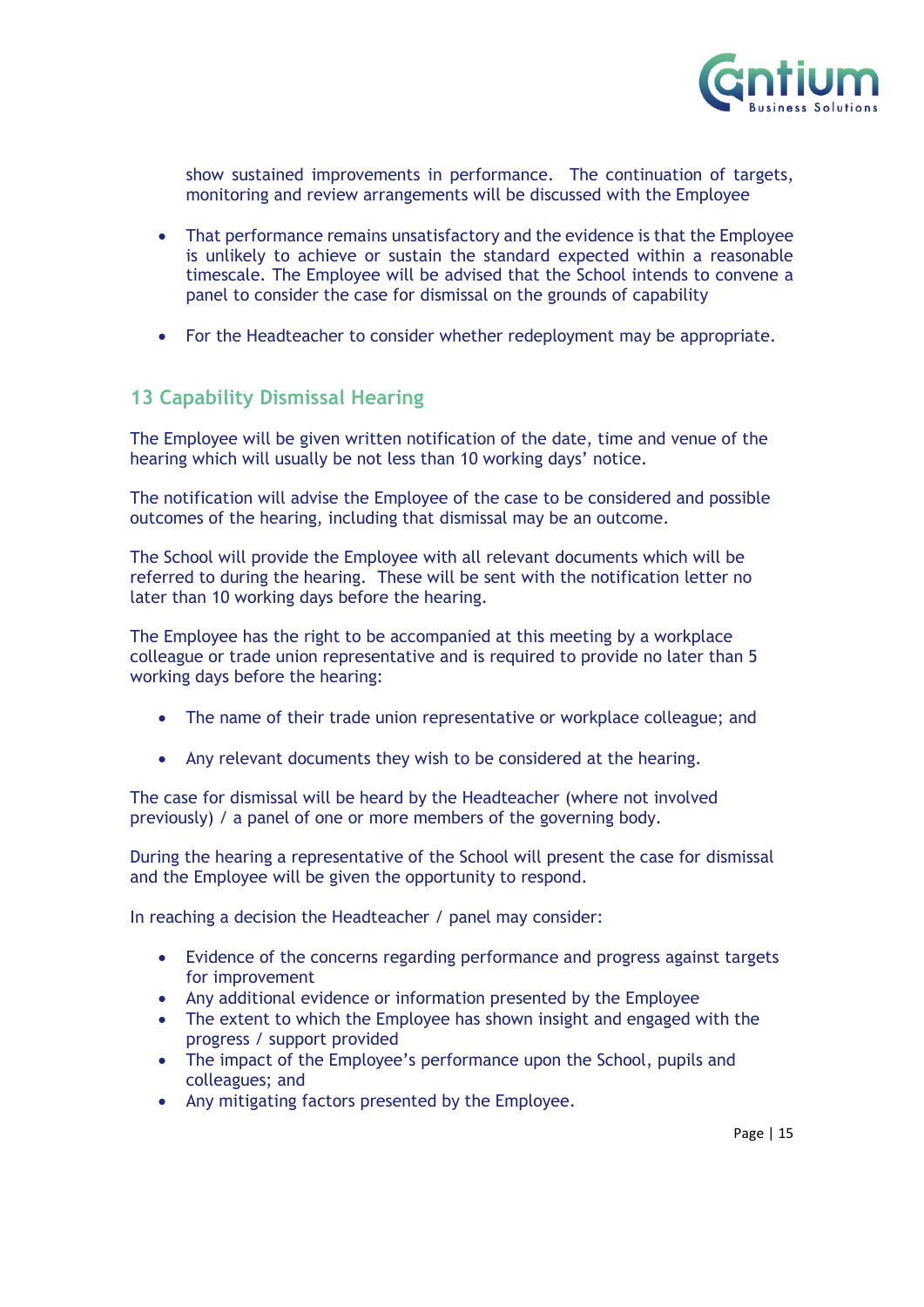show sustained improvements in performance. The continuation of targets, monitoring and review arrangements will be discussed with the Employee

- That performance remains unsatisfactory and the evidence is that the Employee is unlikely to achieve or sustain the standard expected within a reasonable timescale. The Employee will be advised that the School intends to convene a panel to consider the case for dismissal on the grounds of capability

- For the Headteacher to consider whether redeployment may be appropriate.

## 13 Capability Dismissal Hearing

The Employee will be given written notification of the date, time and venue of the hearing which will usually be not less than 10 working days' notice.

The notification will advise the Employee of the case to be considered and possible outcomes of the hearing, including that dismissal may be an outcome.

The School will provide the Employee with all relevant documents which will be referred to during the hearing. These will be sent with the notification letter no later than 10 working days before the hearing.

The Employee has the right to be accompanied at this meeting by a workplace colleague or trade union representative and is required to provide no later than 5 working days before the hearing:

- The name of their trade union representative or workplace colleague; and

- Any relevant documents they wish to be considered at the hearing.

The case for dismissal will be heard by the Headteacher (where not involved previously) / a panel of one or more members of the governing body.

During the hearing a representative of the School will present the case for dismissal and the Employee will be given the opportunity to respond.

In reaching a decision the Headteacher / panel may consider:

- Evidence of the concerns regarding performance and progress against targets for improvement
- Any additional evidence or information presented by the Employee
- The extent to which the Employee has shown insight and engaged with the progress / support provided
- The impact of the Employee's performance upon the School, pupils and colleagues; and
- Any mitigating factors presented by the Employee.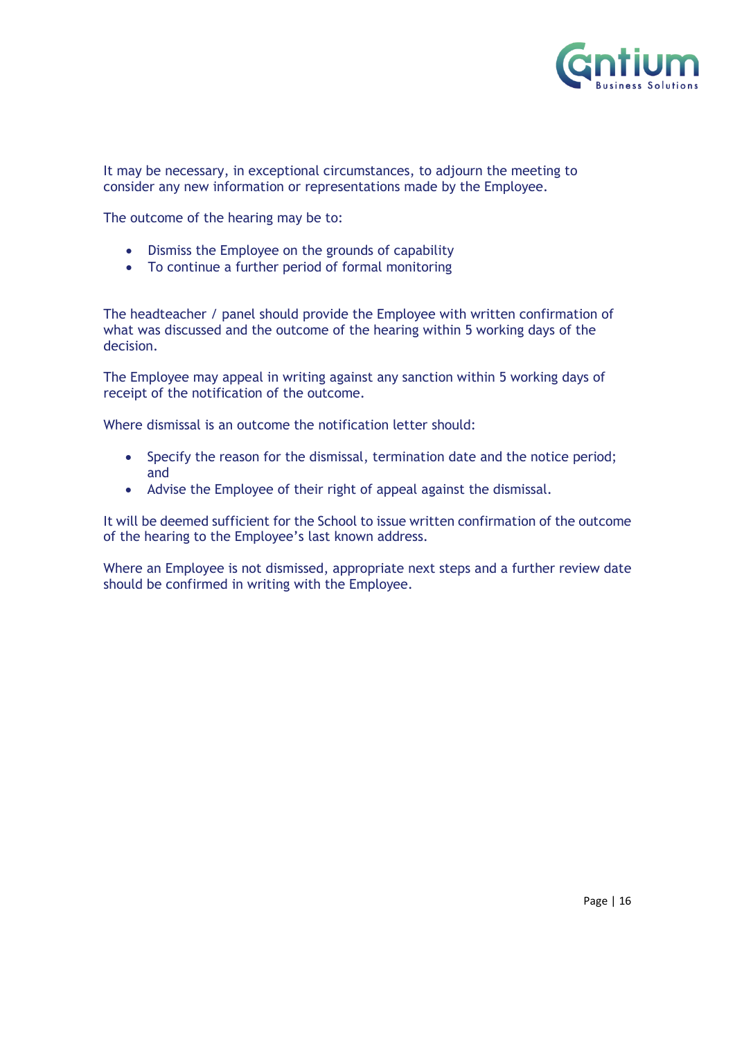It may be necessary, in exceptional circumstances, to adjourn the meeting to consider any new information or representations made by the Employee.

The outcome of the hearing may be to:

- Dismiss the Employee on the grounds of capability
- To continue a further period of formal monitoring

The headteacher / panel should provide the Employee with written confirmation of what was discussed and the outcome of the hearing within 5 working days of the decision.

The Employee may appeal in writing against any sanction within 5 working days of receipt of the notification of the outcome.

Where dismissal is an outcome the notification letter should:

- Specify the reason for the dismissal, termination date and the notice period; and
- Advise the Employee of their right of appeal against the dismissal.

It will be deemed sufficient for the School to issue written confirmation of the outcome of the hearing to the Employee's last known address.

Where an Employee is not dismissed, appropriate next steps and a further review date should be confirmed in writing with the Employee.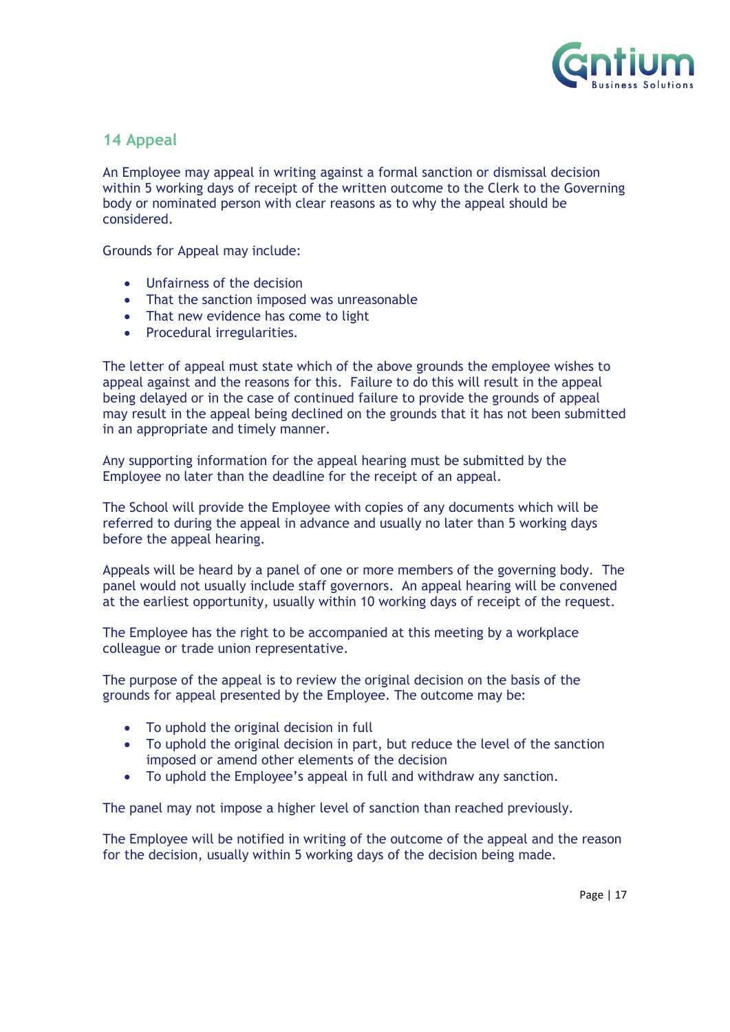## 14 Appeal

An Employee may appeal in writing against a formal sanction or dismissal decision within 5 working days of receipt of the written outcome to the Clerk to the Governing body or nominated person with clear reasons as to why the appeal should be considered.

Grounds for Appeal may include:

- Unfairness of the decision
- That the sanction imposed was unreasonable
- That new evidence has come to light
- Procedural irregularities.

The letter of appeal must state which of the above grounds the employee wishes to appeal against and the reasons for this. Failure to do this will result in the appeal being delayed or in the case of continued failure to provide the grounds of appeal may result in the appeal being declined on the grounds that it has not been submitted in an appropriate and timely manner.

Any supporting information for the appeal hearing must be submitted by the Employee no later than the deadline for the receipt of an appeal.

The School will provide the Employee with copies of any documents which will be referred to during the appeal in advance and usually no later than 5 working days before the appeal hearing.

Appeals will be heard by a panel of one or more members of the governing body. The panel would not usually include staff governors. An appeal hearing will be convened at the earliest opportunity, usually within 10 working days of receipt of the request.

The Employee has the right to be accompanied at this meeting by a workplace colleague or trade union representative.

The purpose of the appeal is to review the original decision on the basis of the grounds for appeal presented by the Employee. The outcome may be:

- To uphold the original decision in full
- To uphold the original decision in part, but reduce the level of the sanction imposed or amend other elements of the decision
- To uphold the Employee's appeal in full and withdraw any sanction.

The panel may not impose a higher level of sanction than reached previously.

The Employee will be notified in writing of the outcome of the appeal and the reason for the decision, usually within 5 working days of the decision being made.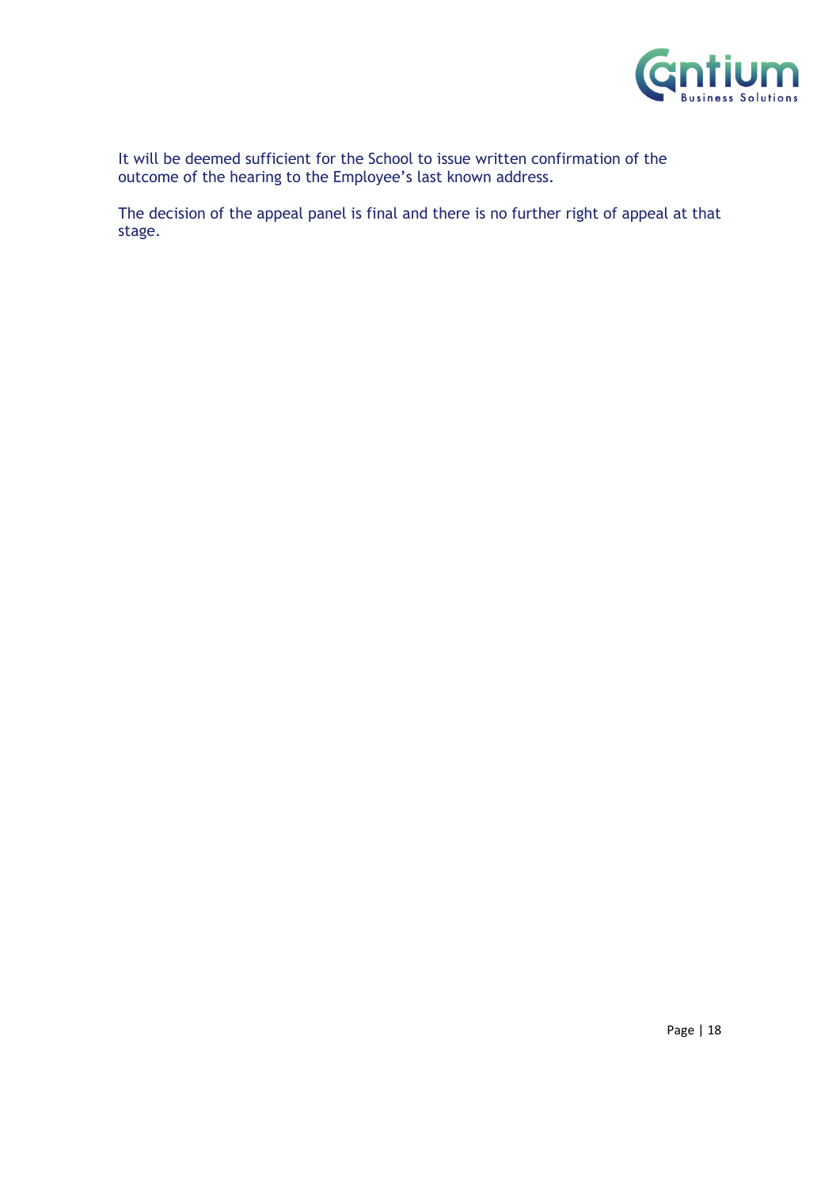It will be deemed sufficient for the School to issue written confirmation of the outcome of the hearing to the Employee's last known address.

The decision of the appeal panel is final and there is no further right of appeal at that stage.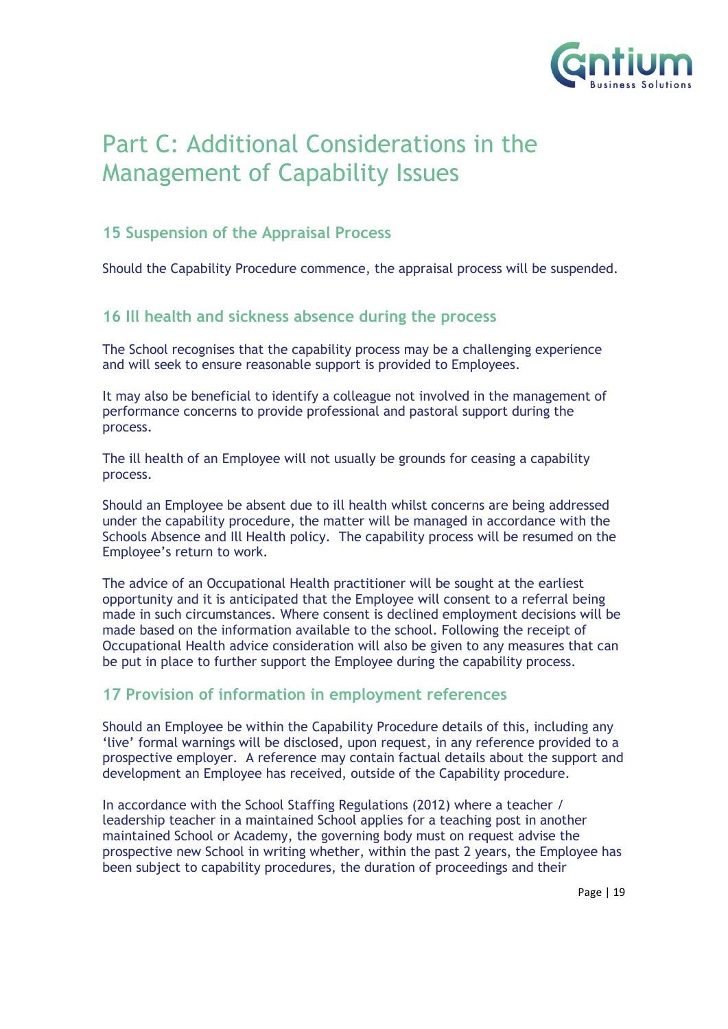# Part C: Additional Considerations in the Management of Capability Issues

## 15 Suspension of the Appraisal Process

Should the Capability Procedure commence, the appraisal process will be suspended.

## 16 Ill health and sickness absence during the process

The School recognises that the capability process may be a challenging experience and will seek to ensure reasonable support is provided to Employees.

It may also be beneficial to identify a colleague not involved in the management of performance concerns to provide professional and pastoral support during the process.

The ill health of an Employee will not usually be grounds for ceasing a capability process.

Should an Employee be absent due to ill health whilst concerns are being addressed under the capability procedure, the matter will be managed in accordance with the Schools Absence and Ill Health policy. The capability process will be resumed on the Employee's return to work.

The advice of an Occupational Health practitioner will be sought at the earliest opportunity and it is anticipated that the Employee will consent to a referral being made in such circumstances. Where consent is declined employment decisions will be made based on the information available to the school. Following the receipt of Occupational Health advice consideration will also be given to any measures that can be put in place to further support the Employee during the capability process.

## 17 Provision of information in employment references

Should an Employee be within the Capability Procedure details of this, including any 'live' formal warnings will be disclosed, upon request, in any reference provided to a prospective employer. A reference may contain factual details about the support and development an Employee has received, outside of the Capability procedure.

In accordance with the School Staffing Regulations (2012) where a teacher / leadership teacher in a maintained School applies for a teaching post in another maintained School or Academy, the governing body must on request advise the prospective new School in writing whether, within the past 2 years, the Employee has been subject to capability procedures, the duration of proceedings and their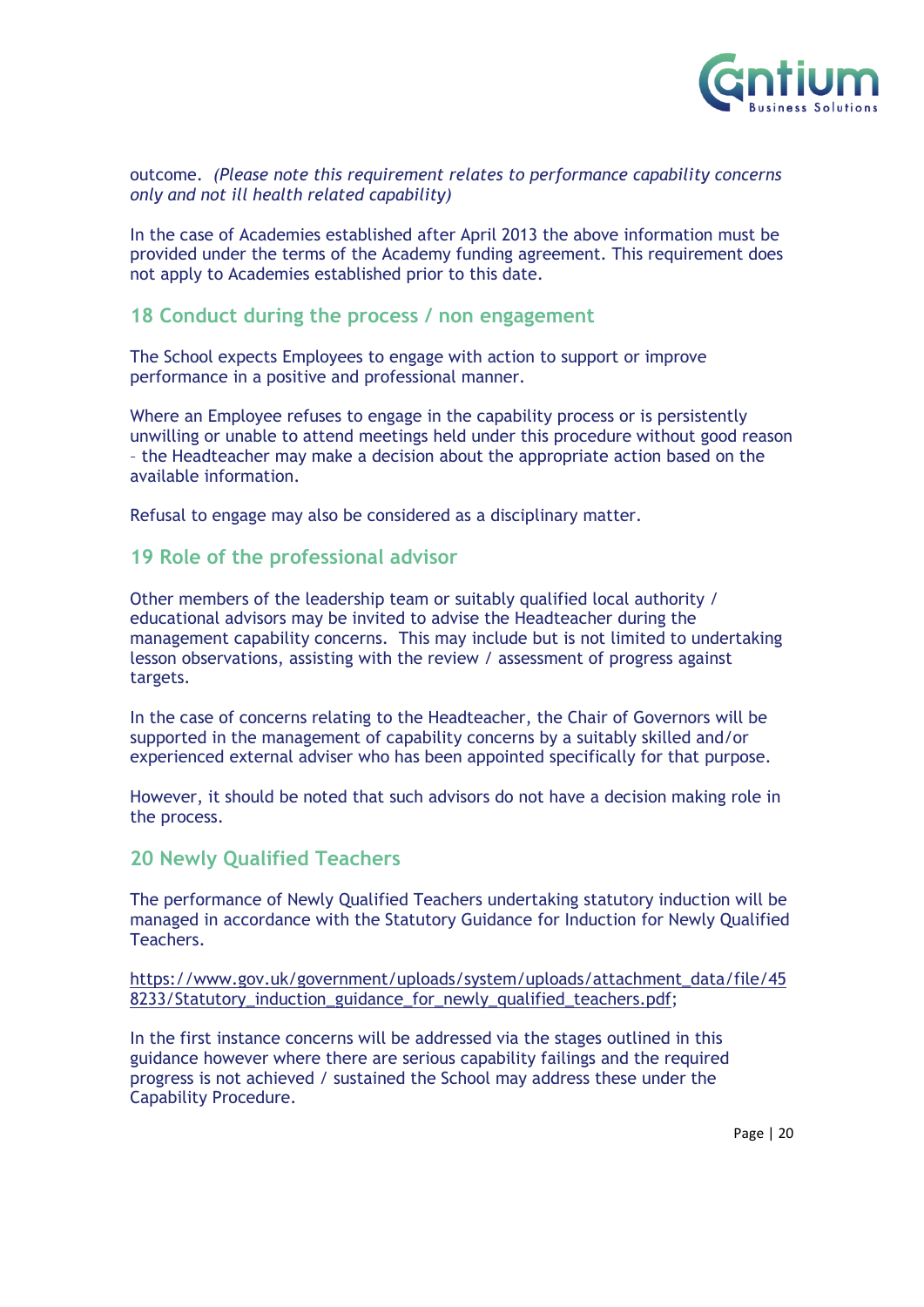outcome. *(Please note this requirement relates to performance capability concerns only and not ill health related capability)*

In the case of Academies established after April 2013 the above information must be provided under the terms of the Academy funding agreement. This requirement does not apply to Academies established prior to this date.

## 18 Conduct during the process / non engagement

The School expects Employees to engage with action to support or improve performance in a positive and professional manner.

Where an Employee refuses to engage in the capability process or is persistently unwilling or unable to attend meetings held under this procedure without good reason – the Headteacher may make a decision about the appropriate action based on the available information.

Refusal to engage may also be considered as a disciplinary matter.

## 19 Role of the professional advisor

Other members of the leadership team or suitably qualified local authority / educational advisors may be invited to advise the Headteacher during the management capability concerns. This may include but is not limited to undertaking lesson observations, assisting with the review / assessment of progress against targets.

In the case of concerns relating to the Headteacher, the Chair of Governors will be supported in the management of capability concerns by a suitably skilled and/or experienced external adviser who has been appointed specifically for that purpose.

However, it should be noted that such advisors do not have a decision making role in the process.

## 20 Newly Qualified Teachers

The performance of Newly Qualified Teachers undertaking statutory induction will be managed in accordance with the Statutory Guidance for Induction for Newly Qualified Teachers.

https://www.gov.uk/government/uploads/system/uploads/attachment_data/file/458233/Statutory_induction_guidance_for_newly_qualified_teachers.pdf;

In the first instance concerns will be addressed via the stages outlined in this guidance however where there are serious capability failings and the required progress is not achieved / sustained the School may address these under the Capability Procedure.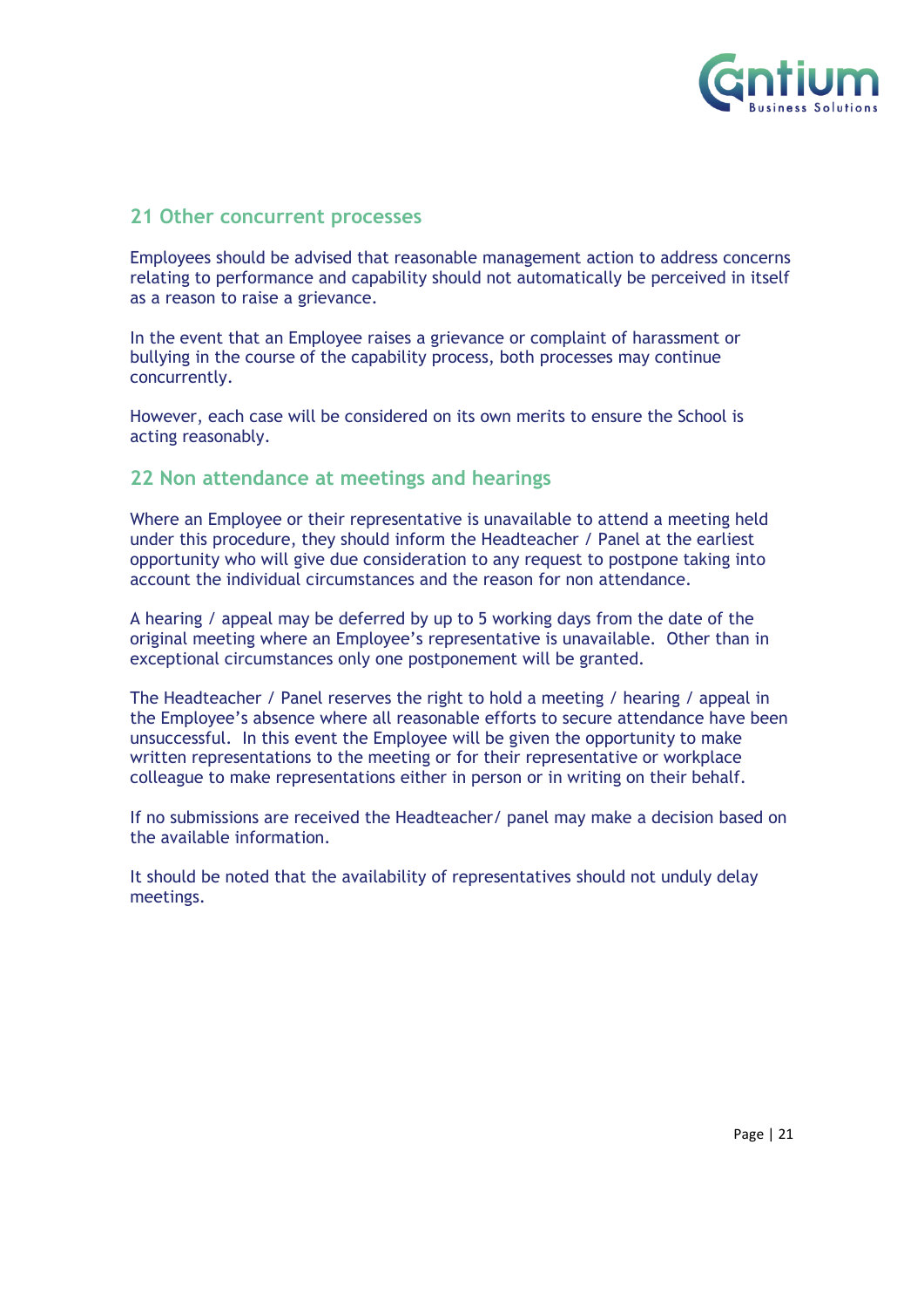## 21 Other concurrent processes

Employees should be advised that reasonable management action to address concerns relating to performance and capability should not automatically be perceived in itself as a reason to raise a grievance.

In the event that an Employee raises a grievance or complaint of harassment or bullying in the course of the capability process, both processes may continue concurrently.

However, each case will be considered on its own merits to ensure the School is acting reasonably.

## 22 Non attendance at meetings and hearings

Where an Employee or their representative is unavailable to attend a meeting held under this procedure, they should inform the Headteacher / Panel at the earliest opportunity who will give due consideration to any request to postpone taking into account the individual circumstances and the reason for non attendance.

A hearing / appeal may be deferred by up to 5 working days from the date of the original meeting where an Employee's representative is unavailable. Other than in exceptional circumstances only one postponement will be granted.

The Headteacher / Panel reserves the right to hold a meeting / hearing / appeal in the Employee's absence where all reasonable efforts to secure attendance have been unsuccessful. In this event the Employee will be given the opportunity to make written representations to the meeting or for their representative or workplace colleague to make representations either in person or in writing on their behalf.

If no submissions are received the Headteacher/ panel may make a decision based on the available information.

It should be noted that the availability of representatives should not unduly delay meetings.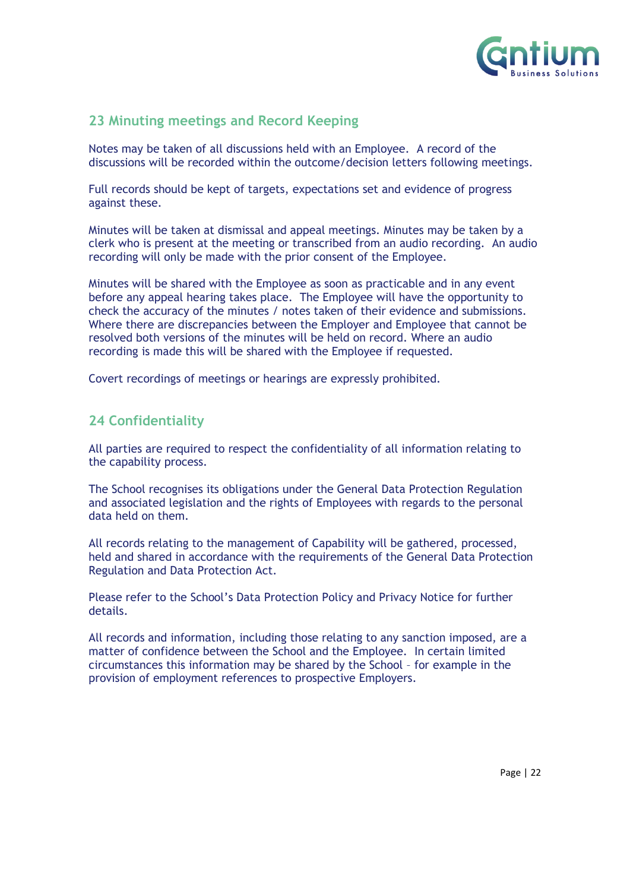## 23 Minuting meetings and Record Keeping

Notes may be taken of all discussions held with an Employee. A record of the discussions will be recorded within the outcome/decision letters following meetings.

Full records should be kept of targets, expectations set and evidence of progress against these.

Minutes will be taken at dismissal and appeal meetings. Minutes may be taken by a clerk who is present at the meeting or transcribed from an audio recording. An audio recording will only be made with the prior consent of the Employee.

Minutes will be shared with the Employee as soon as practicable and in any event before any appeal hearing takes place. The Employee will have the opportunity to check the accuracy of the minutes / notes taken of their evidence and submissions. Where there are discrepancies between the Employer and Employee that cannot be resolved both versions of the minutes will be held on record. Where an audio recording is made this will be shared with the Employee if requested.

Covert recordings of meetings or hearings are expressly prohibited.

## 24 Confidentiality

All parties are required to respect the confidentiality of all information relating to the capability process.

The School recognises its obligations under the General Data Protection Regulation and associated legislation and the rights of Employees with regards to the personal data held on them.

All records relating to the management of Capability will be gathered, processed, held and shared in accordance with the requirements of the General Data Protection Regulation and Data Protection Act.

Please refer to the School's Data Protection Policy and Privacy Notice for further details.

All records and information, including those relating to any sanction imposed, are a matter of confidence between the School and the Employee. In certain limited circumstances this information may be shared by the School – for example in the provision of employment references to prospective Employers.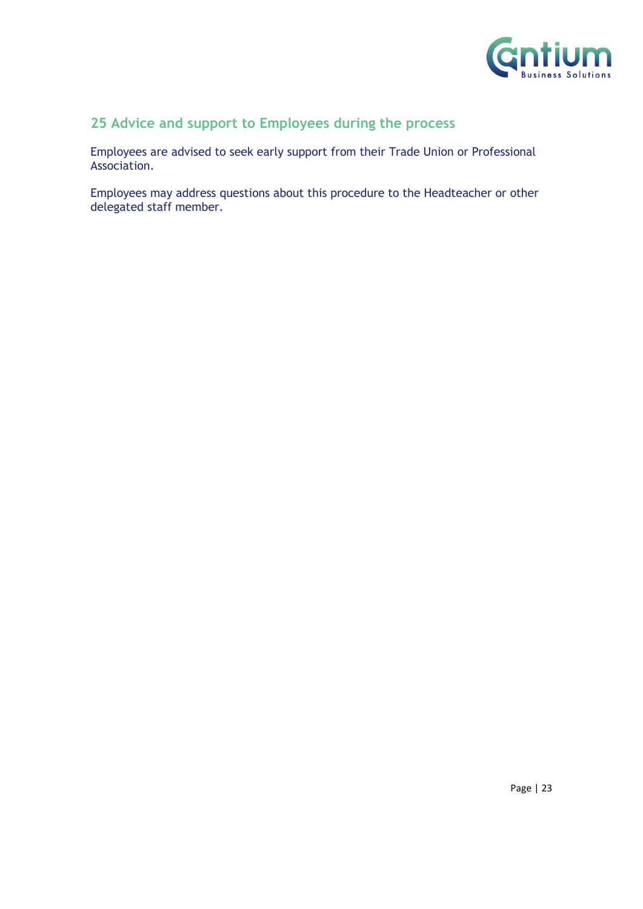## 25 Advice and support to Employees during the process

Employees are advised to seek early support from their Trade Union or Professional Association.

Employees may address questions about this procedure to the Headteacher or other delegated staff member.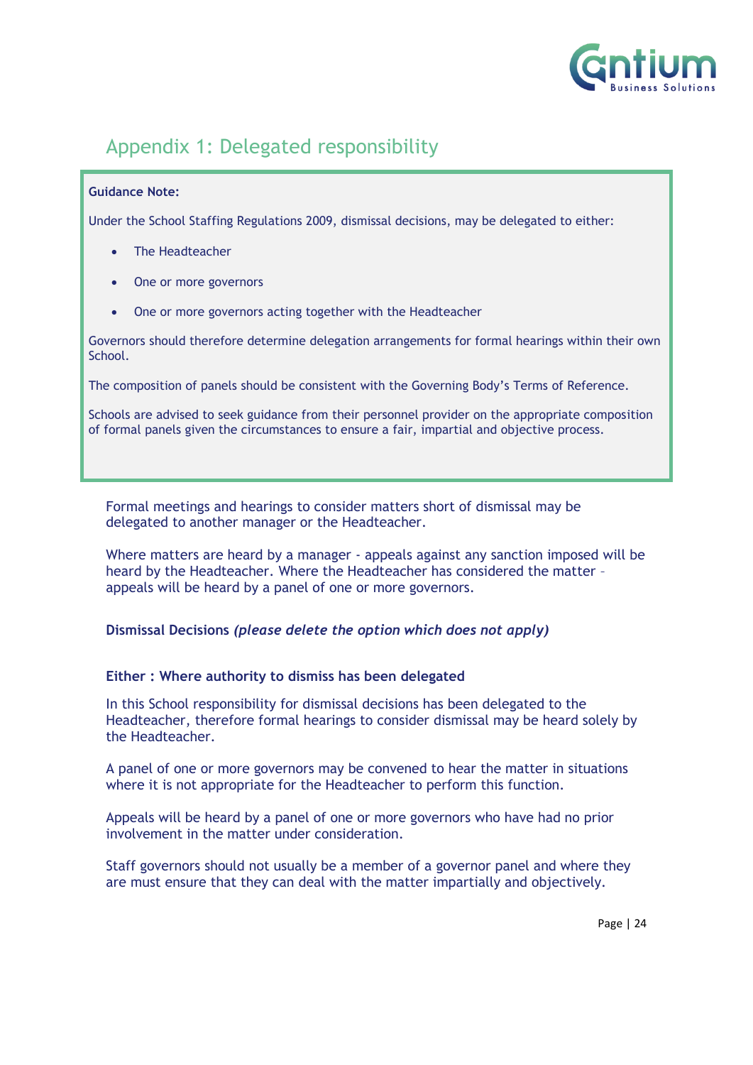## Appendix 1: Delegated responsibility

**Guidance Note:**

Under the School Staffing Regulations 2009, dismissal decisions, may be delegated to either:

- The Headteacher
- One or more governors
- One or more governors acting together with the Headteacher

Governors should therefore determine delegation arrangements for formal hearings within their own School.

The composition of panels should be consistent with the Governing Body's Terms of Reference.

Schools are advised to seek guidance from their personnel provider on the appropriate composition of formal panels given the circumstances to ensure a fair, impartial and objective process.

Formal meetings and hearings to consider matters short of dismissal may be delegated to another manager or the Headteacher.

Where matters are heard by a manager - appeals against any sanction imposed will be heard by the Headteacher. Where the Headteacher has considered the matter – appeals will be heard by a panel of one or more governors.

**Dismissal Decisions** ***(please delete the option which does not apply)***

**Either : Where authority to dismiss has been delegated**

In this School responsibility for dismissal decisions has been delegated to the Headteacher, therefore formal hearings to consider dismissal may be heard solely by the Headteacher.

A panel of one or more governors may be convened to hear the matter in situations where it is not appropriate for the Headteacher to perform this function.

Appeals will be heard by a panel of one or more governors who have had no prior involvement in the matter under consideration.

Staff governors should not usually be a member of a governor panel and where they are must ensure that they can deal with the matter impartially and objectively.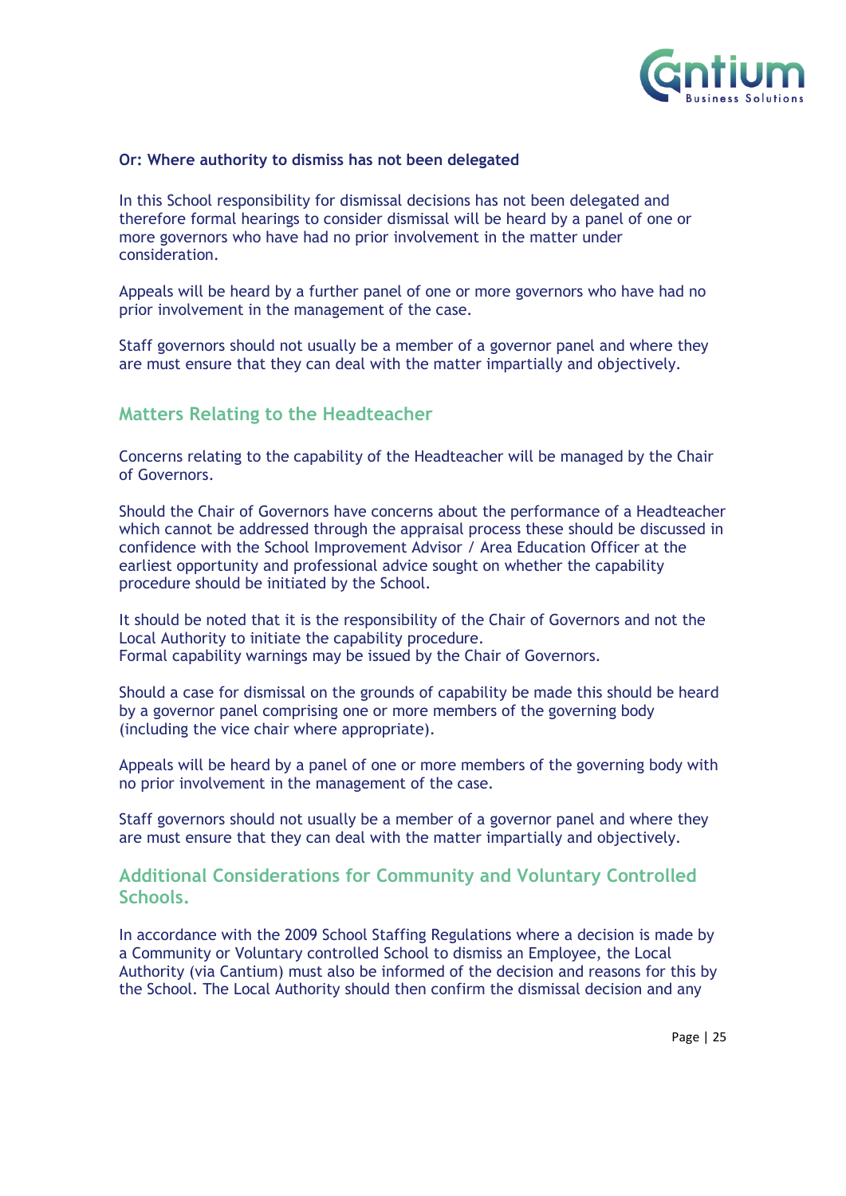**Or: Where authority to dismiss has not been delegated**

In this School responsibility for dismissal decisions has not been delegated and therefore formal hearings to consider dismissal will be heard by a panel of one or more governors who have had no prior involvement in the matter under consideration.

Appeals will be heard by a further panel of one or more governors who have had no prior involvement in the management of the case.

Staff governors should not usually be a member of a governor panel and where they are must ensure that they can deal with the matter impartially and objectively.

## Matters Relating to the Headteacher

Concerns relating to the capability of the Headteacher will be managed by the Chair of Governors.

Should the Chair of Governors have concerns about the performance of a Headteacher which cannot be addressed through the appraisal process these should be discussed in confidence with the School Improvement Advisor / Area Education Officer at the earliest opportunity and professional advice sought on whether the capability procedure should be initiated by the School.

It should be noted that it is the responsibility of the Chair of Governors and not the Local Authority to initiate the capability procedure.
Formal capability warnings may be issued by the Chair of Governors.

Should a case for dismissal on the grounds of capability be made this should be heard by a governor panel comprising one or more members of the governing body (including the vice chair where appropriate).

Appeals will be heard by a panel of one or more members of the governing body with no prior involvement in the management of the case.

Staff governors should not usually be a member of a governor panel and where they are must ensure that they can deal with the matter impartially and objectively.

## Additional Considerations for Community and Voluntary Controlled Schools.

In accordance with the 2009 School Staffing Regulations where a decision is made by a Community or Voluntary controlled School to dismiss an Employee, the Local Authority (via Cantium) must also be informed of the decision and reasons for this by the School. The Local Authority should then confirm the dismissal decision and any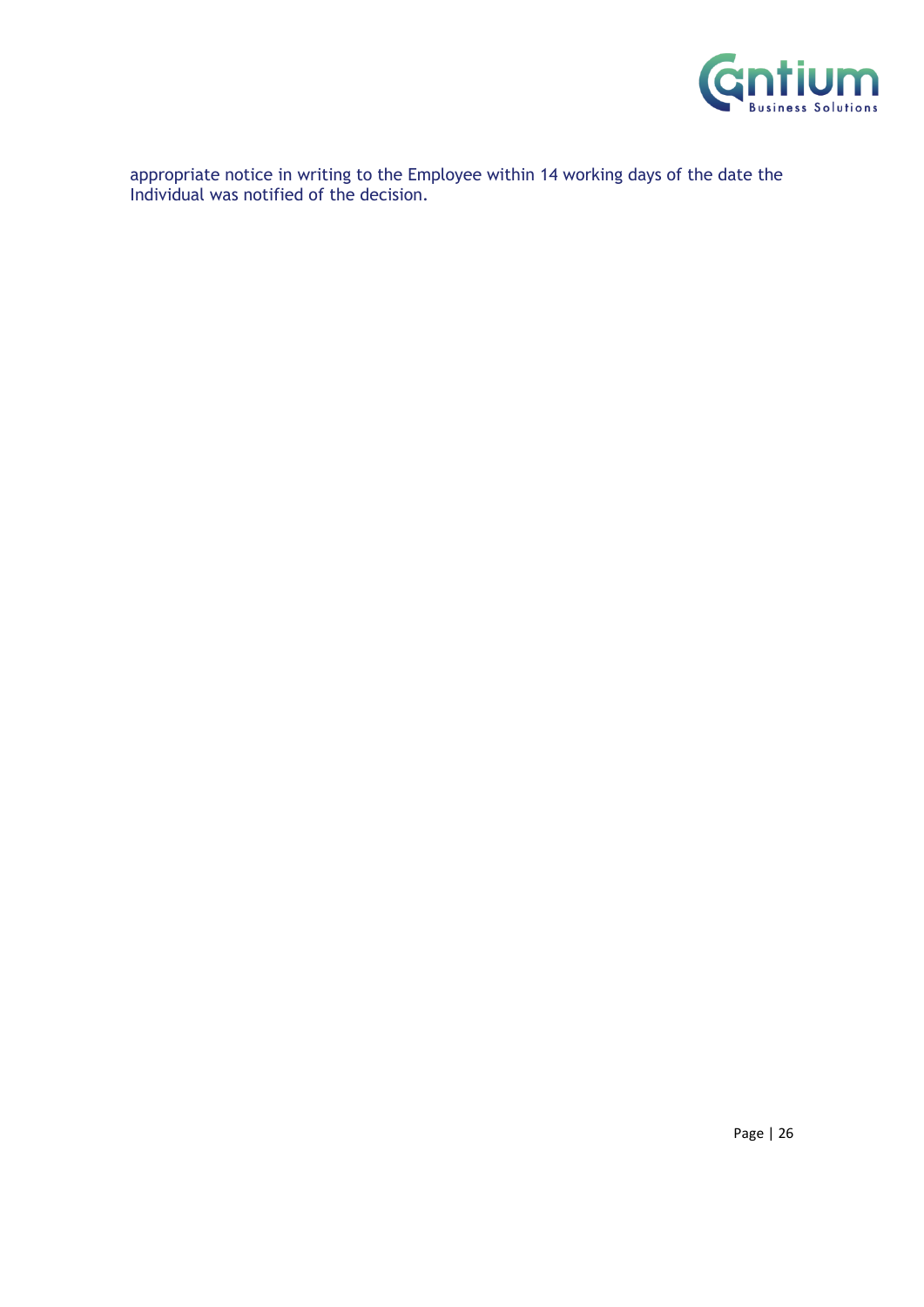appropriate notice in writing to the Employee within 14 working days of the date the Individual was notified of the decision.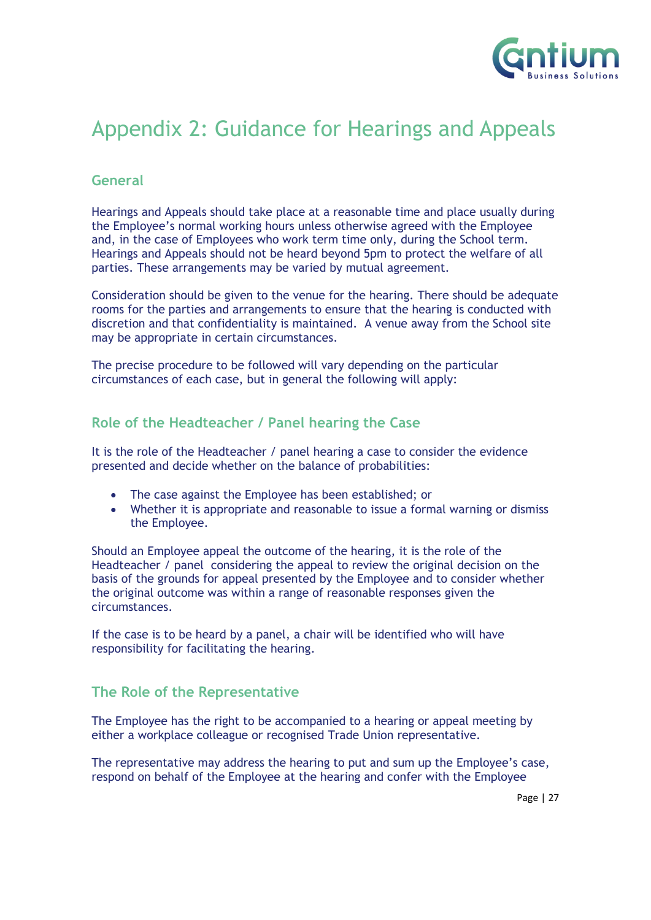# Appendix 2: Guidance for Hearings and Appeals

## General

Hearings and Appeals should take place at a reasonable time and place usually during the Employee's normal working hours unless otherwise agreed with the Employee and, in the case of Employees who work term time only, during the School term. Hearings and Appeals should not be heard beyond 5pm to protect the welfare of all parties. These arrangements may be varied by mutual agreement.

Consideration should be given to the venue for the hearing. There should be adequate rooms for the parties and arrangements to ensure that the hearing is conducted with discretion and that confidentiality is maintained. A venue away from the School site may be appropriate in certain circumstances.

The precise procedure to be followed will vary depending on the particular circumstances of each case, but in general the following will apply:

## Role of the Headteacher / Panel hearing the Case

It is the role of the Headteacher / panel hearing a case to consider the evidence presented and decide whether on the balance of probabilities:

- The case against the Employee has been established; or
- Whether it is appropriate and reasonable to issue a formal warning or dismiss the Employee.

Should an Employee appeal the outcome of the hearing, it is the role of the Headteacher / panel considering the appeal to review the original decision on the basis of the grounds for appeal presented by the Employee and to consider whether the original outcome was within a range of reasonable responses given the circumstances.

If the case is to be heard by a panel, a chair will be identified who will have responsibility for facilitating the hearing.

## The Role of the Representative

The Employee has the right to be accompanied to a hearing or appeal meeting by either a workplace colleague or recognised Trade Union representative.

The representative may address the hearing to put and sum up the Employee's case, respond on behalf of the Employee at the hearing and confer with the Employee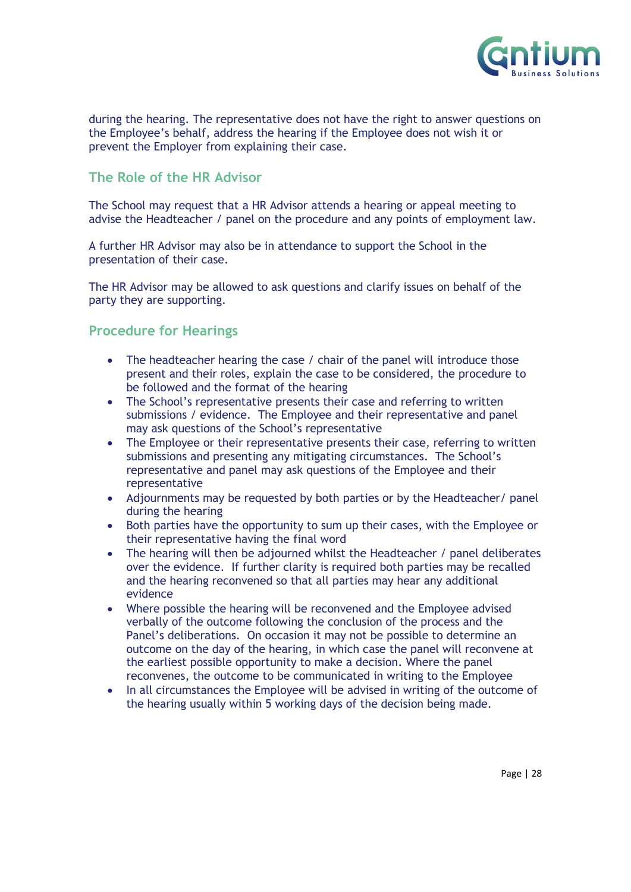during the hearing. The representative does not have the right to answer questions on the Employee's behalf, address the hearing if the Employee does not wish it or prevent the Employer from explaining their case.

## The Role of the HR Advisor

The School may request that a HR Advisor attends a hearing or appeal meeting to advise the Headteacher / panel on the procedure and any points of employment law.

A further HR Advisor may also be in attendance to support the School in the presentation of their case.

The HR Advisor may be allowed to ask questions and clarify issues on behalf of the party they are supporting.

## Procedure for Hearings

- The headteacher hearing the case / chair of the panel will introduce those present and their roles, explain the case to be considered, the procedure to be followed and the format of the hearing
- The School's representative presents their case and referring to written submissions / evidence. The Employee and their representative and panel may ask questions of the School's representative
- The Employee or their representative presents their case, referring to written submissions and presenting any mitigating circumstances. The School's representative and panel may ask questions of the Employee and their representative
- Adjournments may be requested by both parties or by the Headteacher/ panel during the hearing
- Both parties have the opportunity to sum up their cases, with the Employee or their representative having the final word
- The hearing will then be adjourned whilst the Headteacher / panel deliberates over the evidence. If further clarity is required both parties may be recalled and the hearing reconvened so that all parties may hear any additional evidence
- Where possible the hearing will be reconvened and the Employee advised verbally of the outcome following the conclusion of the process and the Panel's deliberations. On occasion it may not be possible to determine an outcome on the day of the hearing, in which case the panel will reconvene at the earliest possible opportunity to make a decision. Where the panel reconvenes, the outcome to be communicated in writing to the Employee
- In all circumstances the Employee will be advised in writing of the outcome of the hearing usually within 5 working days of the decision being made.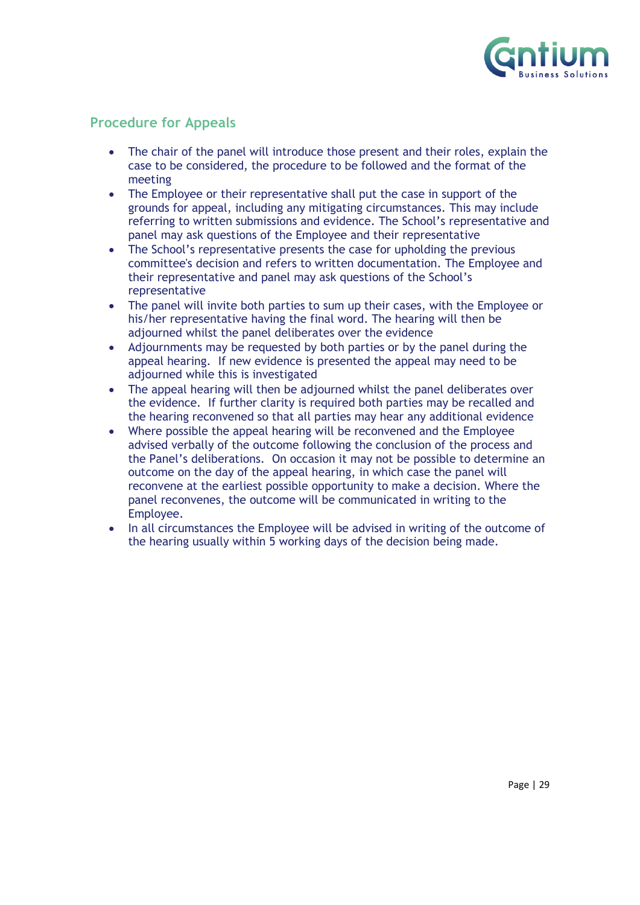## Procedure for Appeals

- The chair of the panel will introduce those present and their roles, explain the case to be considered, the procedure to be followed and the format of the meeting
- The Employee or their representative shall put the case in support of the grounds for appeal, including any mitigating circumstances. This may include referring to written submissions and evidence. The School's representative and panel may ask questions of the Employee and their representative
- The School's representative presents the case for upholding the previous committee's decision and refers to written documentation. The Employee and their representative and panel may ask questions of the School's representative
- The panel will invite both parties to sum up their cases, with the Employee or his/her representative having the final word. The hearing will then be adjourned whilst the panel deliberates over the evidence
- Adjournments may be requested by both parties or by the panel during the appeal hearing. If new evidence is presented the appeal may need to be adjourned while this is investigated
- The appeal hearing will then be adjourned whilst the panel deliberates over the evidence. If further clarity is required both parties may be recalled and the hearing reconvened so that all parties may hear any additional evidence
- Where possible the appeal hearing will be reconvened and the Employee advised verbally of the outcome following the conclusion of the process and the Panel's deliberations. On occasion it may not be possible to determine an outcome on the day of the appeal hearing, in which case the panel will reconvene at the earliest possible opportunity to make a decision. Where the panel reconvenes, the outcome will be communicated in writing to the Employee.
- In all circumstances the Employee will be advised in writing of the outcome of the hearing usually within 5 working days of the decision being made.